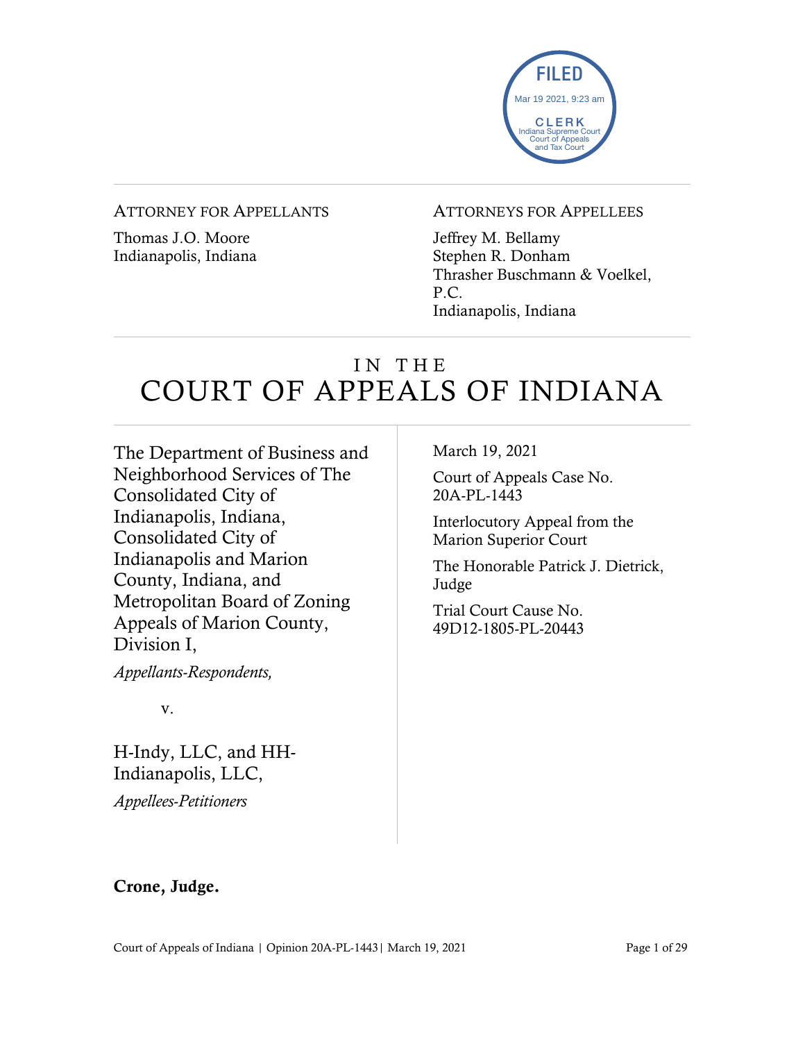FILED
Mar 19 2021, 9:23 am
CLERK
Indiana Supreme Court
Court of Appeals
and Tax Court

ATTORNEY FOR APPELLANTS

Thomas J.O. Moore
Indianapolis, Indiana

ATTORNEYS FOR APPELLEES

Jeffrey M. Bellamy
Stephen R. Donham
Thrasher Buschmann & Voelkel, P.C.
Indianapolis, Indiana

# IN THE COURT OF APPEALS OF INDIANA

The Department of Business and Neighborhood Services of The Consolidated City of Indianapolis, Indiana, Consolidated City of Indianapolis and Marion County, Indiana, and Metropolitan Board of Zoning Appeals of Marion County, Division I,

*Appellants-Respondents,*

v.

H-Indy, LLC, and HH-Indianapolis, LLC,

*Appellees-Petitioners*

March 19, 2021

Court of Appeals Case No. 20A-PL-1443

Interlocutory Appeal from the Marion Superior Court

The Honorable Patrick J. Dietrick, Judge

Trial Court Cause No. 49D12-1805-PL-20443

**Crone, Judge.**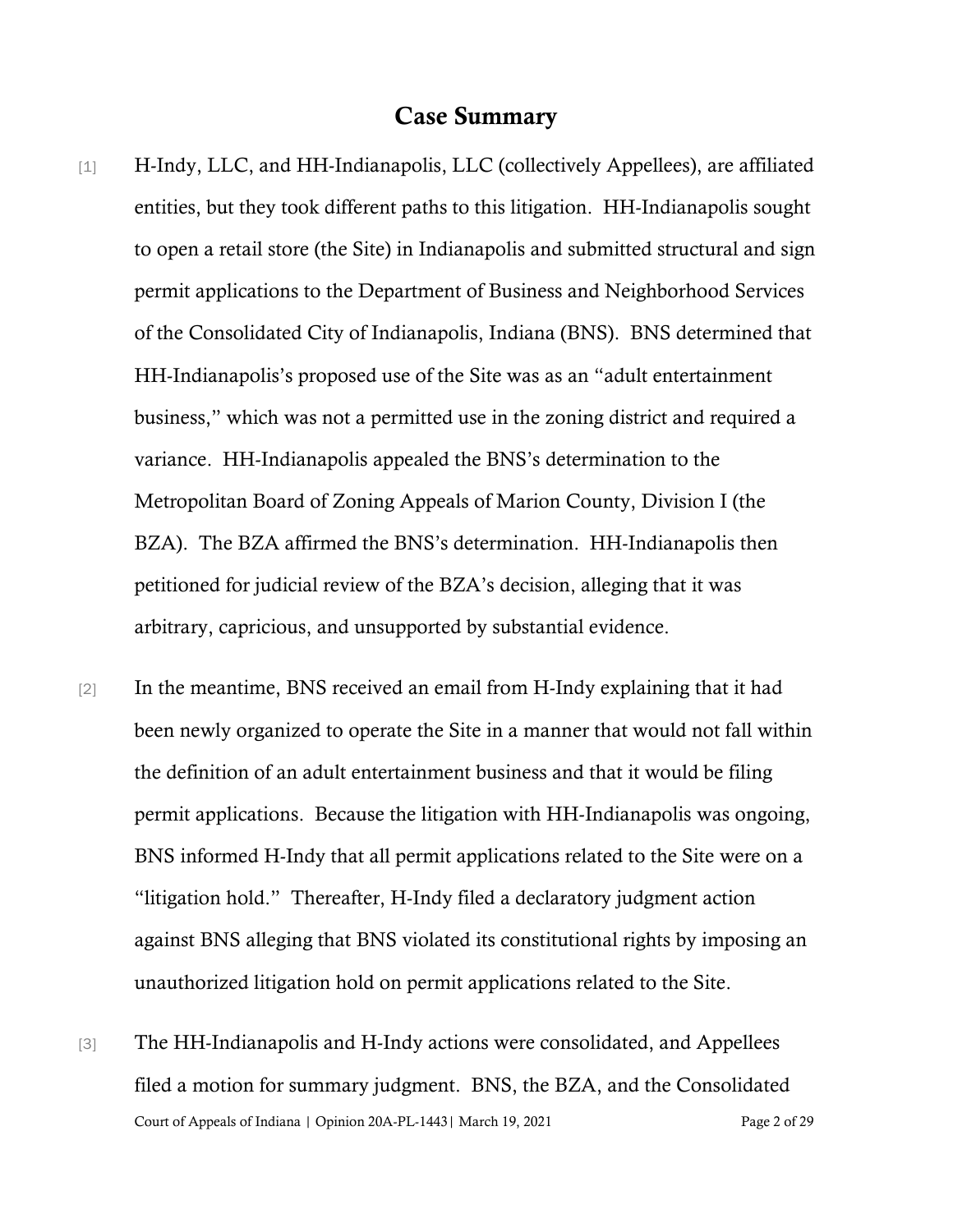## Case Summary

[1] H-Indy, LLC, and HH-Indianapolis, LLC (collectively Appellees), are affiliated entities, but they took different paths to this litigation. HH-Indianapolis sought to open a retail store (the Site) in Indianapolis and submitted structural and sign permit applications to the Department of Business and Neighborhood Services of the Consolidated City of Indianapolis, Indiana (BNS). BNS determined that HH-Indianapolis's proposed use of the Site was as an "adult entertainment business," which was not a permitted use in the zoning district and required a variance. HH-Indianapolis appealed the BNS's determination to the Metropolitan Board of Zoning Appeals of Marion County, Division I (the BZA). The BZA affirmed the BNS's determination. HH-Indianapolis then petitioned for judicial review of the BZA's decision, alleging that it was arbitrary, capricious, and unsupported by substantial evidence.

[2] In the meantime, BNS received an email from H-Indy explaining that it had been newly organized to operate the Site in a manner that would not fall within the definition of an adult entertainment business and that it would be filing permit applications. Because the litigation with HH-Indianapolis was ongoing, BNS informed H-Indy that all permit applications related to the Site were on a "litigation hold." Thereafter, H-Indy filed a declaratory judgment action against BNS alleging that BNS violated its constitutional rights by imposing an unauthorized litigation hold on permit applications related to the Site.

[3] The HH-Indianapolis and H-Indy actions were consolidated, and Appellees filed a motion for summary judgment. BNS, the BZA, and the Consolidated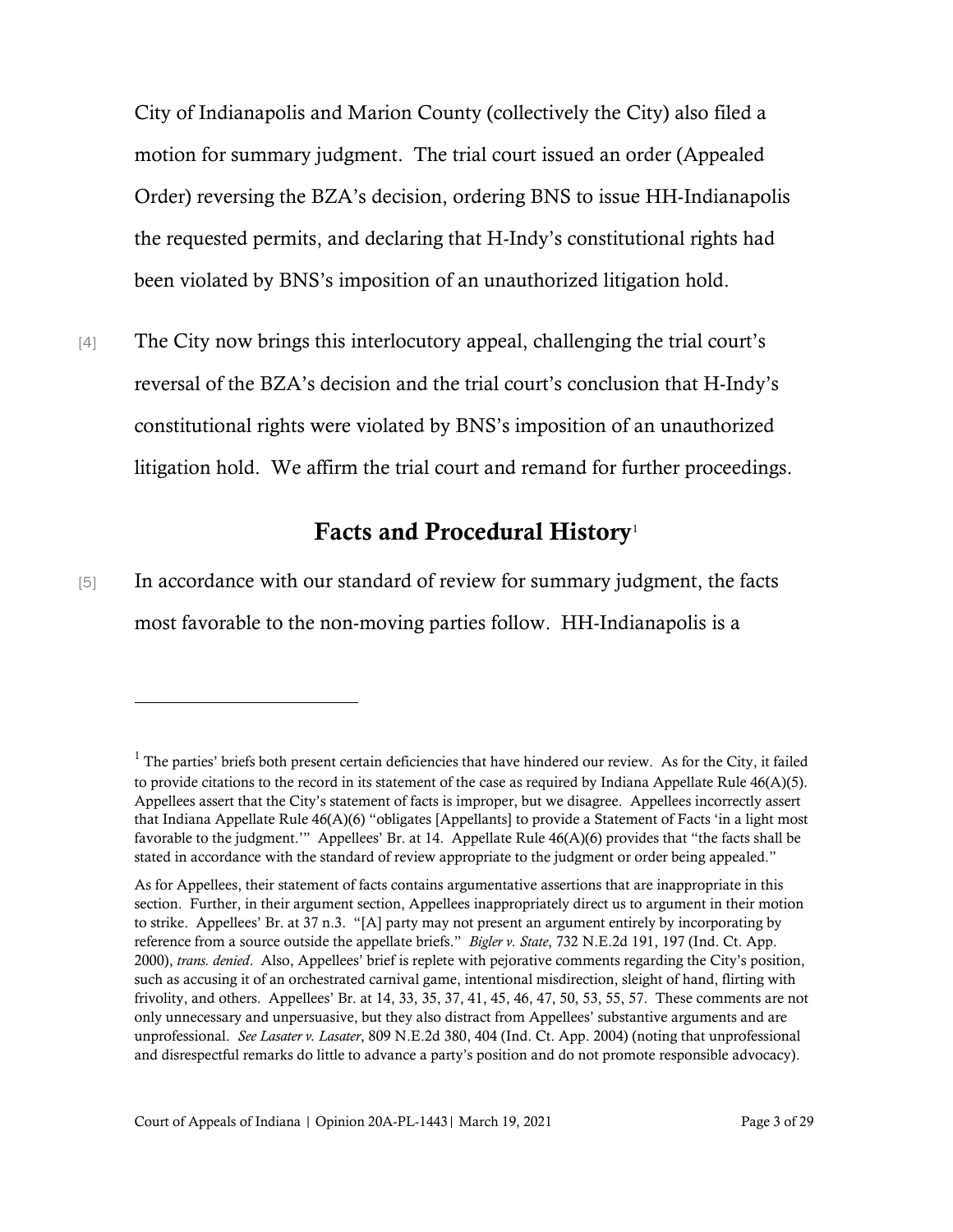City of Indianapolis and Marion County (collectively the City) also filed a motion for summary judgment. The trial court issued an order (Appealed Order) reversing the BZA's decision, ordering BNS to issue HH-Indianapolis the requested permits, and declaring that H-Indy's constitutional rights had been violated by BNS's imposition of an unauthorized litigation hold.

[4] The City now brings this interlocutory appeal, challenging the trial court's reversal of the BZA's decision and the trial court's conclusion that H-Indy's constitutional rights were violated by BNS's imposition of an unauthorized litigation hold. We affirm the trial court and remand for further proceedings.

## Facts and Procedural History[1]

[5] In accordance with our standard of review for summary judgment, the facts most favorable to the non-moving parties follow. HH-Indianapolis is a

---

[1] The parties' briefs both present certain deficiencies that have hindered our review. As for the City, it failed to provide citations to the record in its statement of the case as required by Indiana Appellate Rule 46(A)(5). Appellees assert that the City's statement of facts is improper, but we disagree. Appellees incorrectly assert that Indiana Appellate Rule 46(A)(6) "obligates [Appellants] to provide a Statement of Facts 'in a light most favorable to the judgment.'" Appellees' Br. at 14. Appellate Rule 46(A)(6) provides that "the facts shall be stated in accordance with the standard of review appropriate to the judgment or order being appealed."

As for Appellees, their statement of facts contains argumentative assertions that are inappropriate in this section. Further, in their argument section, Appellees inappropriately direct us to argument in their motion to strike. Appellees' Br. at 37 n.3. "[A] party may not present an argument entirely by incorporating by reference from a source outside the appellate briefs." *Bigler v. State*, 732 N.E.2d 191, 197 (Ind. Ct. App. 2000), *trans. denied*. Also, Appellees' brief is replete with pejorative comments regarding the City's position, such as accusing it of an orchestrated carnival game, intentional misdirection, sleight of hand, flirting with frivolity, and others. Appellees' Br. at 14, 33, 35, 37, 41, 45, 46, 47, 50, 53, 55, 57. These comments are not only unnecessary and unpersuasive, but they also distract from Appellees' substantive arguments and are unprofessional. *See Lasater v. Lasater*, 809 N.E.2d 380, 404 (Ind. Ct. App. 2004) (noting that unprofessional and disrespectful remarks do little to advance a party's position and do not promote responsible advocacy).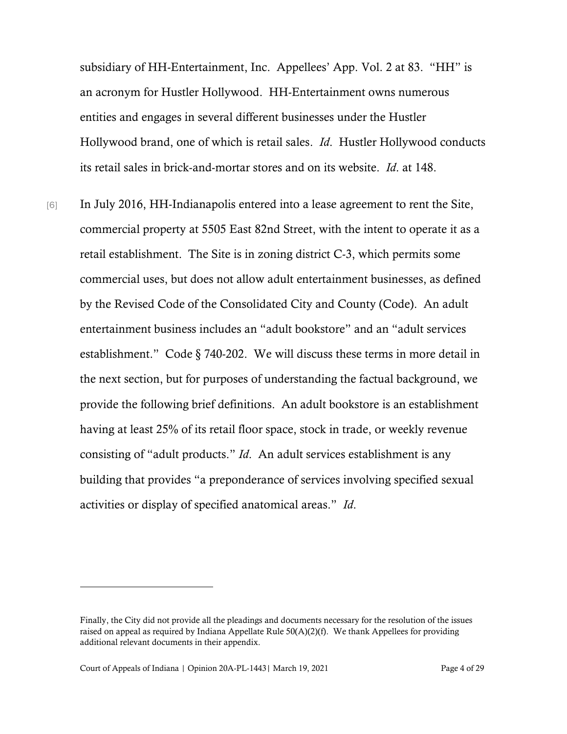subsidiary of HH-Entertainment, Inc. Appellees' App. Vol. 2 at 83. "HH" is an acronym for Hustler Hollywood. HH-Entertainment owns numerous entities and engages in several different businesses under the Hustler Hollywood brand, one of which is retail sales. *Id.* Hustler Hollywood conducts its retail sales in brick-and-mortar stores and on its website. *Id.* at 148.

[6] In July 2016, HH-Indianapolis entered into a lease agreement to rent the Site, commercial property at 5505 East 82nd Street, with the intent to operate it as a retail establishment. The Site is in zoning district C-3, which permits some commercial uses, but does not allow adult entertainment businesses, as defined by the Revised Code of the Consolidated City and County (Code). An adult entertainment business includes an "adult bookstore" and an "adult services establishment." Code § 740-202. We will discuss these terms in more detail in the next section, but for purposes of understanding the factual background, we provide the following brief definitions. An adult bookstore is an establishment having at least 25% of its retail floor space, stock in trade, or weekly revenue consisting of "adult products." *Id.* An adult services establishment is any building that provides "a preponderance of services involving specified sexual activities or display of specified anatomical areas." *Id.*

---

Finally, the City did not provide all the pleadings and documents necessary for the resolution of the issues raised on appeal as required by Indiana Appellate Rule 50(A)(2)(f). We thank Appellees for providing additional relevant documents in their appendix.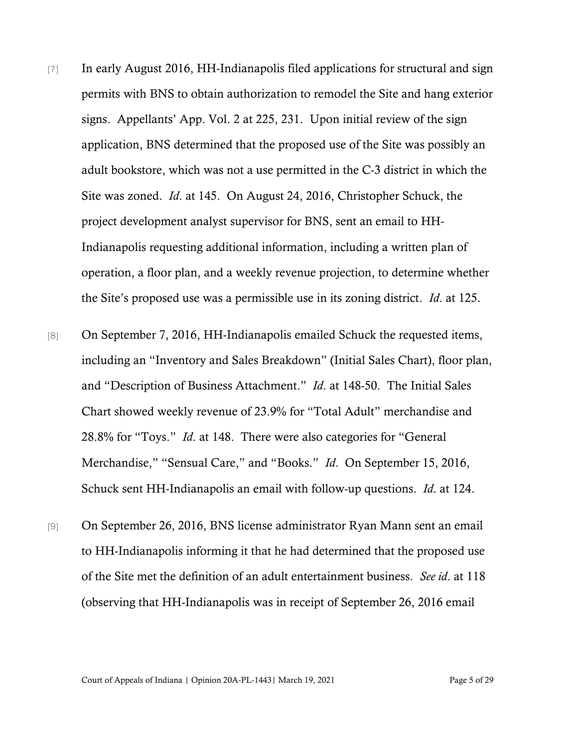[7] In early August 2016, HH-Indianapolis filed applications for structural and sign permits with BNS to obtain authorization to remodel the Site and hang exterior signs. Appellants' App. Vol. 2 at 225, 231. Upon initial review of the sign application, BNS determined that the proposed use of the Site was possibly an adult bookstore, which was not a use permitted in the C-3 district in which the Site was zoned. *Id*. at 145. On August 24, 2016, Christopher Schuck, the project development analyst supervisor for BNS, sent an email to HH-Indianapolis requesting additional information, including a written plan of operation, a floor plan, and a weekly revenue projection, to determine whether the Site's proposed use was a permissible use in its zoning district. *Id*. at 125.

[8] On September 7, 2016, HH-Indianapolis emailed Schuck the requested items, including an "Inventory and Sales Breakdown" (Initial Sales Chart), floor plan, and "Description of Business Attachment." *Id*. at 148-50. The Initial Sales Chart showed weekly revenue of 23.9% for "Total Adult" merchandise and 28.8% for "Toys." *Id*. at 148. There were also categories for "General Merchandise," "Sensual Care," and "Books." *Id*. On September 15, 2016, Schuck sent HH-Indianapolis an email with follow-up questions. *Id*. at 124.

[9] On September 26, 2016, BNS license administrator Ryan Mann sent an email to HH-Indianapolis informing it that he had determined that the proposed use of the Site met the definition of an adult entertainment business. *See id*. at 118 (observing that HH-Indianapolis was in receipt of September 26, 2016 email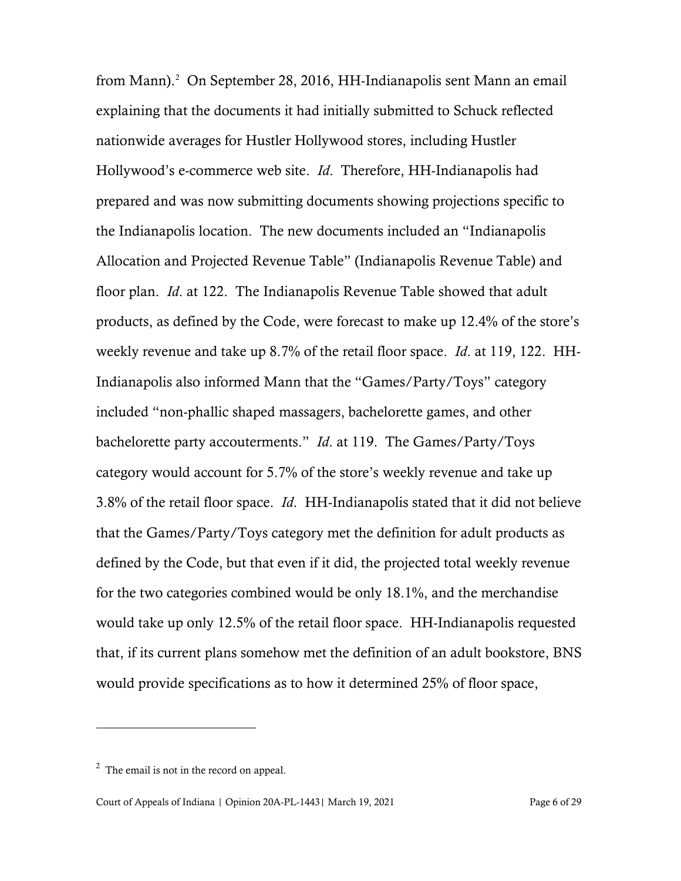from Mann).[2] On September 28, 2016, HH-Indianapolis sent Mann an email explaining that the documents it had initially submitted to Schuck reflected nationwide averages for Hustler Hollywood stores, including Hustler Hollywood's e-commerce web site. *Id*. Therefore, HH-Indianapolis had prepared and was now submitting documents showing projections specific to the Indianapolis location. The new documents included an "Indianapolis Allocation and Projected Revenue Table" (Indianapolis Revenue Table) and floor plan. *Id*. at 122. The Indianapolis Revenue Table showed that adult products, as defined by the Code, were forecast to make up 12.4% of the store's weekly revenue and take up 8.7% of the retail floor space. *Id*. at 119, 122. HH-Indianapolis also informed Mann that the "Games/Party/Toys" category included "non-phallic shaped massagers, bachelorette games, and other bachelorette party accouterments." *Id*. at 119. The Games/Party/Toys category would account for 5.7% of the store's weekly revenue and take up 3.8% of the retail floor space. *Id*. HH-Indianapolis stated that it did not believe that the Games/Party/Toys category met the definition for adult products as defined by the Code, but that even if it did, the projected total weekly revenue for the two categories combined would be only 18.1%, and the merchandise would take up only 12.5% of the retail floor space. HH-Indianapolis requested that, if its current plans somehow met the definition of an adult bookstore, BNS would provide specifications as to how it determined 25% of floor space,

---

[2] The email is not in the record on appeal.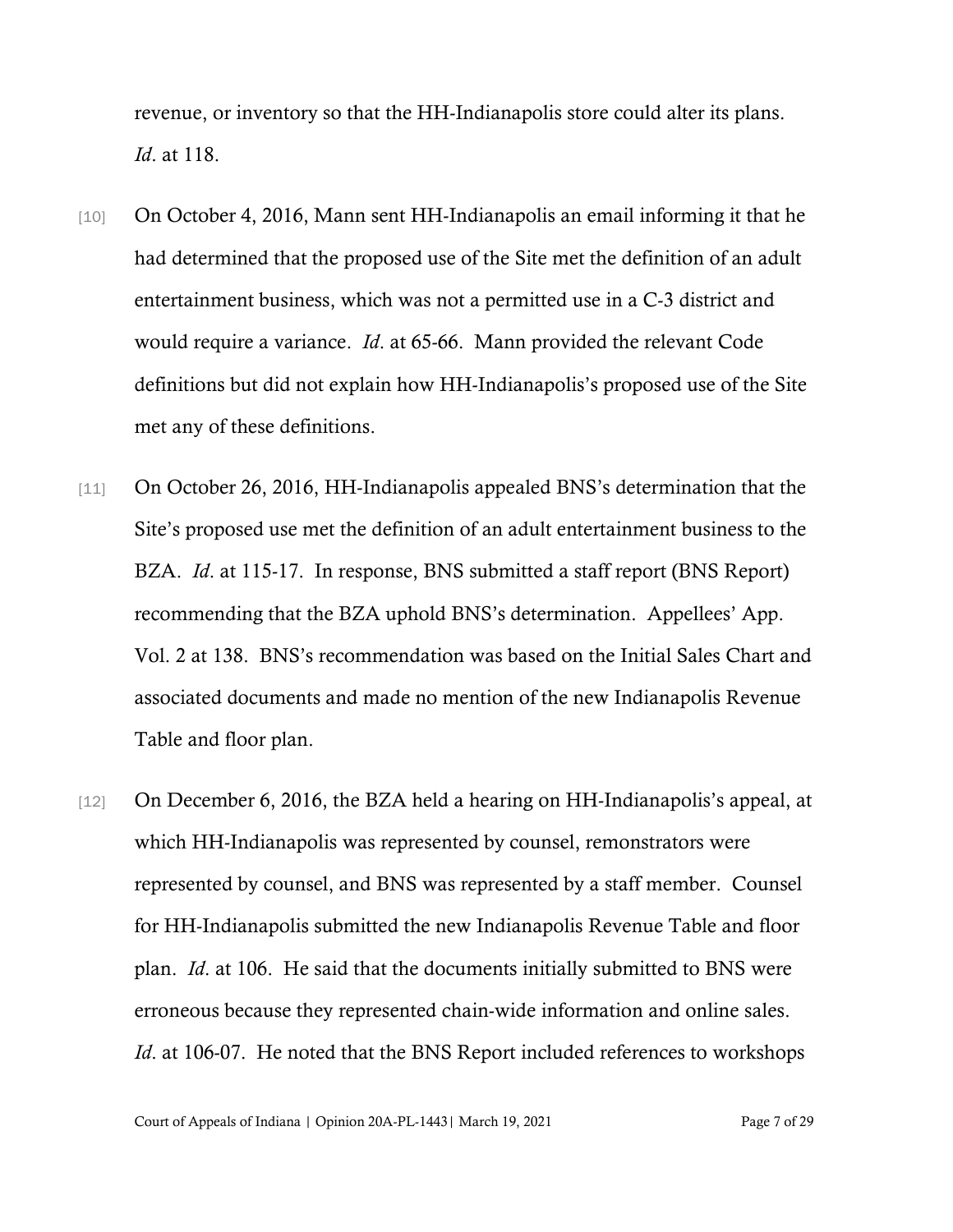revenue, or inventory so that the HH-Indianapolis store could alter its plans. *Id*. at 118.

[10] On October 4, 2016, Mann sent HH-Indianapolis an email informing it that he had determined that the proposed use of the Site met the definition of an adult entertainment business, which was not a permitted use in a C-3 district and would require a variance. *Id*. at 65-66. Mann provided the relevant Code definitions but did not explain how HH-Indianapolis's proposed use of the Site met any of these definitions.

[11] On October 26, 2016, HH-Indianapolis appealed BNS's determination that the Site's proposed use met the definition of an adult entertainment business to the BZA. *Id*. at 115-17. In response, BNS submitted a staff report (BNS Report) recommending that the BZA uphold BNS's determination. Appellees' App. Vol. 2 at 138. BNS's recommendation was based on the Initial Sales Chart and associated documents and made no mention of the new Indianapolis Revenue Table and floor plan.

[12] On December 6, 2016, the BZA held a hearing on HH-Indianapolis's appeal, at which HH-Indianapolis was represented by counsel, remonstrators were represented by counsel, and BNS was represented by a staff member. Counsel for HH-Indianapolis submitted the new Indianapolis Revenue Table and floor plan. *Id*. at 106. He said that the documents initially submitted to BNS were erroneous because they represented chain-wide information and online sales. *Id*. at 106-07. He noted that the BNS Report included references to workshops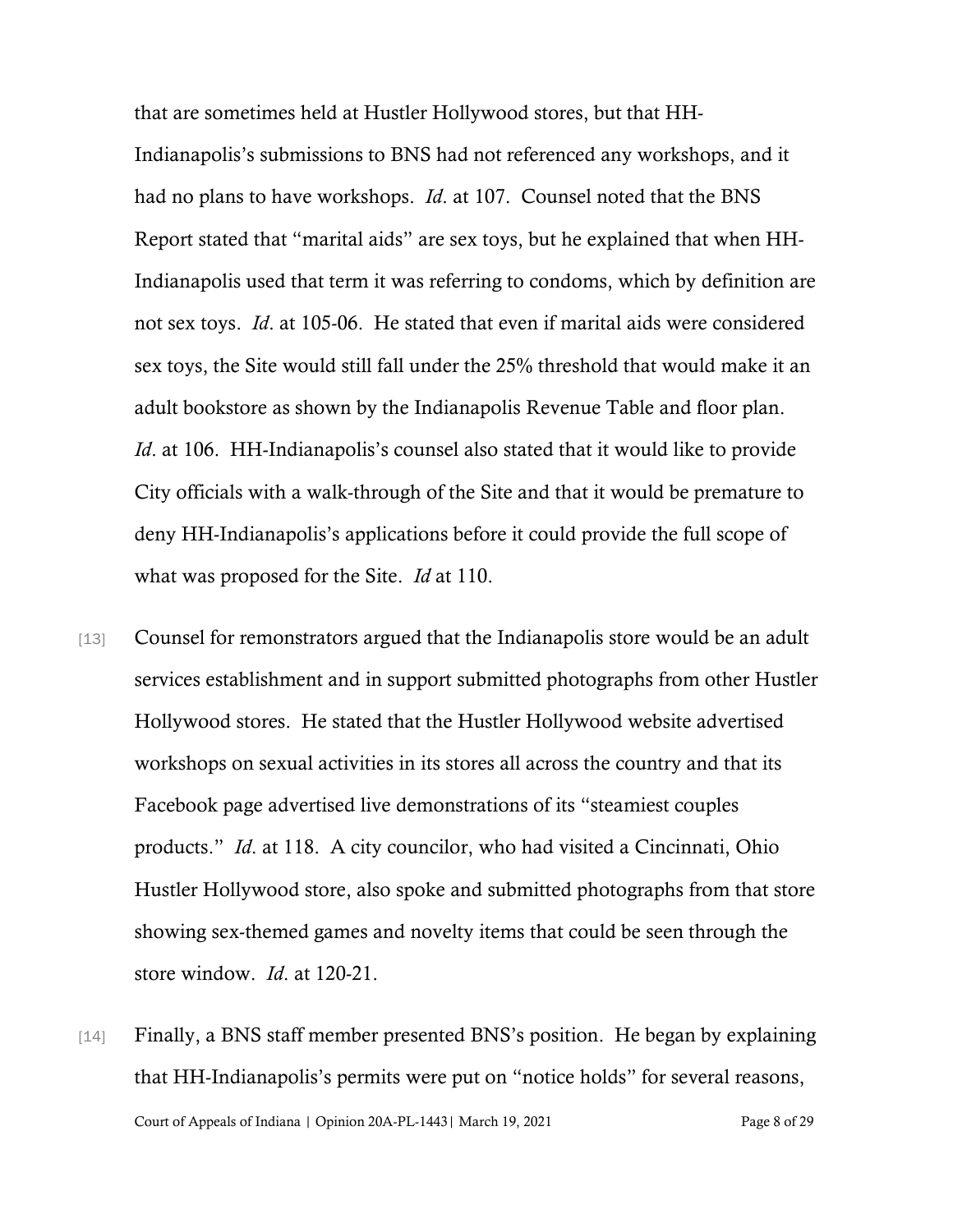that are sometimes held at Hustler Hollywood stores, but that HH-Indianapolis's submissions to BNS had not referenced any workshops, and it had no plans to have workshops. *Id*. at 107. Counsel noted that the BNS Report stated that "marital aids" are sex toys, but he explained that when HH-Indianapolis used that term it was referring to condoms, which by definition are not sex toys. *Id*. at 105-06. He stated that even if marital aids were considered sex toys, the Site would still fall under the 25% threshold that would make it an adult bookstore as shown by the Indianapolis Revenue Table and floor plan. *Id*. at 106. HH-Indianapolis's counsel also stated that it would like to provide City officials with a walk-through of the Site and that it would be premature to deny HH-Indianapolis's applications before it could provide the full scope of what was proposed for the Site. *Id* at 110.

[13] Counsel for remonstrators argued that the Indianapolis store would be an adult services establishment and in support submitted photographs from other Hustler Hollywood stores. He stated that the Hustler Hollywood website advertised workshops on sexual activities in its stores all across the country and that its Facebook page advertised live demonstrations of its "steamiest couples products." *Id*. at 118. A city councilor, who had visited a Cincinnati, Ohio Hustler Hollywood store, also spoke and submitted photographs from that store showing sex-themed games and novelty items that could be seen through the store window. *Id*. at 120-21.

[14] Finally, a BNS staff member presented BNS's position. He began by explaining that HH-Indianapolis's permits were put on "notice holds" for several reasons,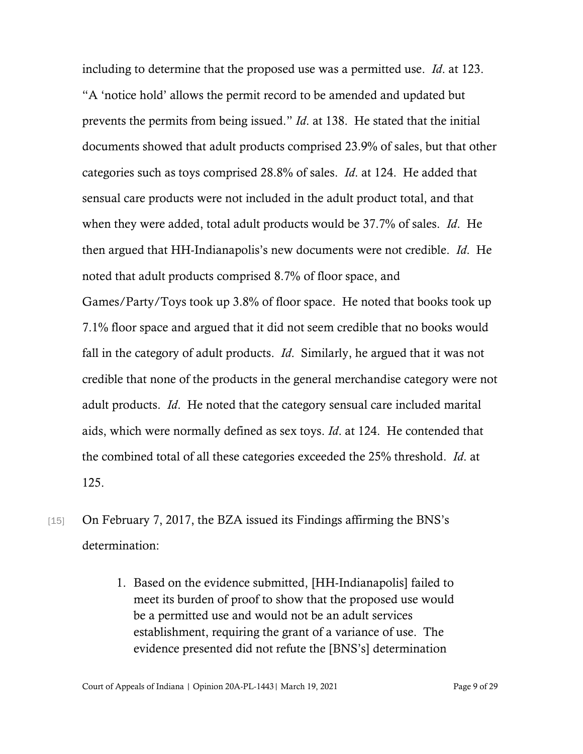including to determine that the proposed use was a permitted use. *Id*. at 123. "A 'notice hold' allows the permit record to be amended and updated but prevents the permits from being issued." *Id*. at 138. He stated that the initial documents showed that adult products comprised 23.9% of sales, but that other categories such as toys comprised 28.8% of sales. *Id*. at 124. He added that sensual care products were not included in the adult product total, and that when they were added, total adult products would be 37.7% of sales. *Id*. He then argued that HH-Indianapolis's new documents were not credible. *Id*. He noted that adult products comprised 8.7% of floor space, and Games/Party/Toys took up 3.8% of floor space. He noted that books took up 7.1% floor space and argued that it did not seem credible that no books would fall in the category of adult products. *Id*. Similarly, he argued that it was not credible that none of the products in the general merchandise category were not adult products. *Id*. He noted that the category sensual care included marital aids, which were normally defined as sex toys. *Id*. at 124. He contended that the combined total of all these categories exceeded the 25% threshold. *Id*. at 125.

[15] On February 7, 2017, the BZA issued its Findings affirming the BNS's determination:

> 1. Based on the evidence submitted, [HH-Indianapolis] failed to meet its burden of proof to show that the proposed use would be a permitted use and would not be an adult services establishment, requiring the grant of a variance of use. The evidence presented did not refute the [BNS's] determination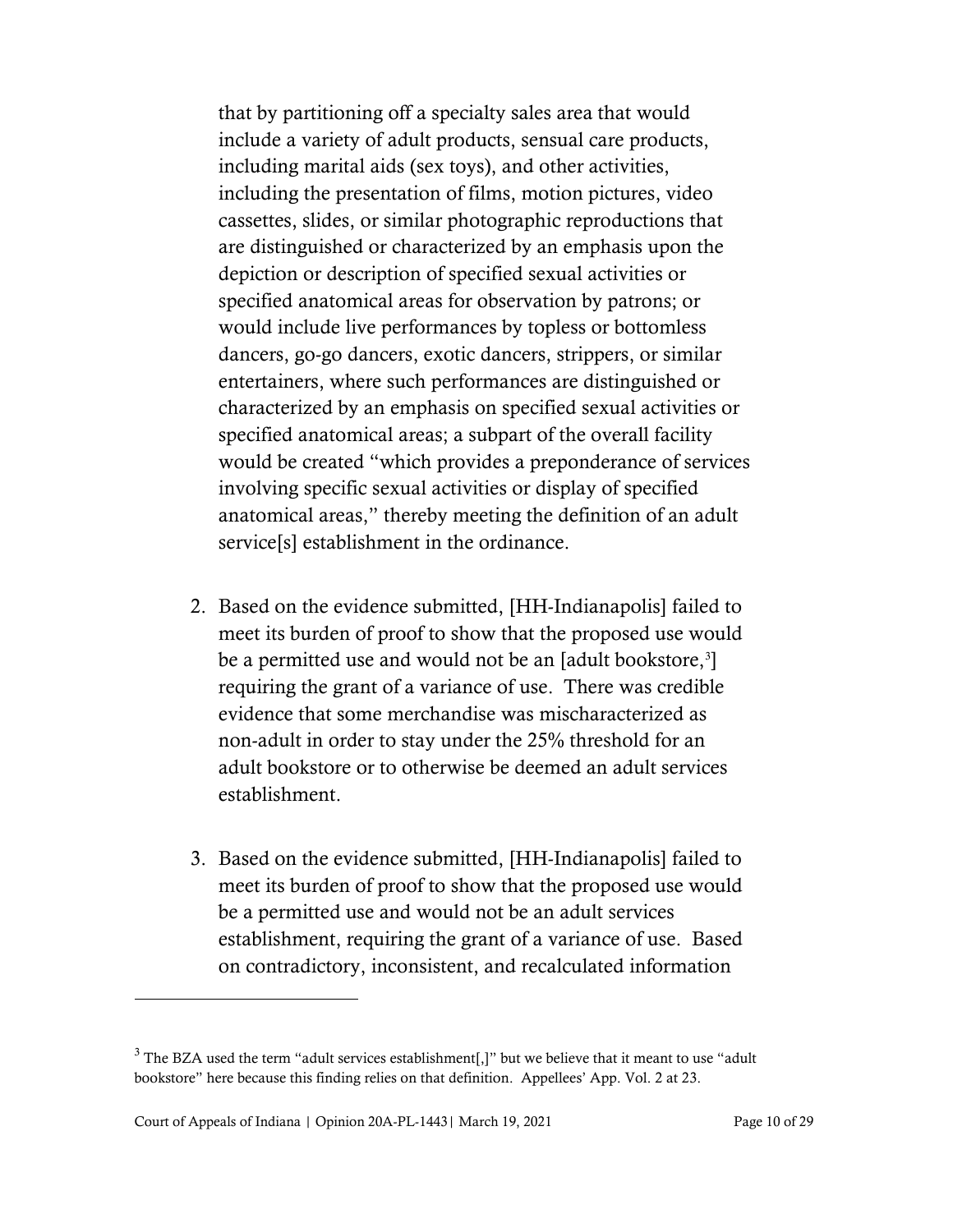that by partitioning off a specialty sales area that would include a variety of adult products, sensual care products, including marital aids (sex toys), and other activities, including the presentation of films, motion pictures, video cassettes, slides, or similar photographic reproductions that are distinguished or characterized by an emphasis upon the depiction or description of specified sexual activities or specified anatomical areas for observation by patrons; or would include live performances by topless or bottomless dancers, go-go dancers, exotic dancers, strippers, or similar entertainers, where such performances are distinguished or characterized by an emphasis on specified sexual activities or specified anatomical areas; a subpart of the overall facility would be created "which provides a preponderance of services involving specific sexual activities or display of specified anatomical areas," thereby meeting the definition of an adult service[s] establishment in the ordinance.

2. Based on the evidence submitted, [HH-Indianapolis] failed to meet its burden of proof to show that the proposed use would be a permitted use and would not be an [adult bookstore,[3]] requiring the grant of a variance of use. There was credible evidence that some merchandise was mischaracterized as non-adult in order to stay under the 25% threshold for an adult bookstore or to otherwise be deemed an adult services establishment.

3. Based on the evidence submitted, [HH-Indianapolis] failed to meet its burden of proof to show that the proposed use would be a permitted use and would not be an adult services establishment, requiring the grant of a variance of use. Based on contradictory, inconsistent, and recalculated information

---

[3] The BZA used the term "adult services establishment[,]" but we believe that it meant to use "adult bookstore" here because this finding relies on that definition. Appellees' App. Vol. 2 at 23.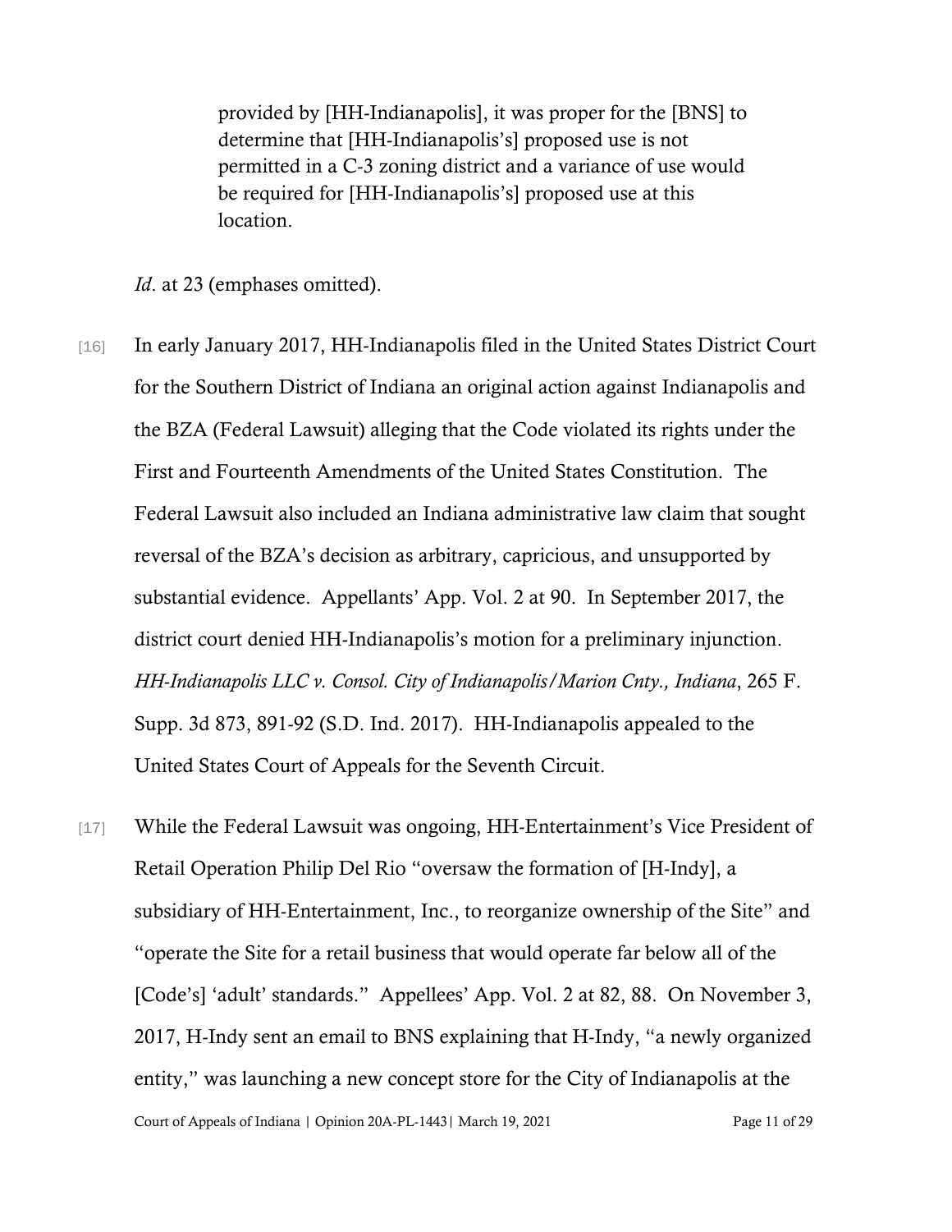> provided by [HH-Indianapolis], it was proper for the [BNS] to determine that [HH-Indianapolis's] proposed use is not permitted in a C-3 zoning district and a variance of use would be required for [HH-Indianapolis's] proposed use at this location.

*Id*. at 23 (emphases omitted).

[16] In early January 2017, HH-Indianapolis filed in the United States District Court for the Southern District of Indiana an original action against Indianapolis and the BZA (Federal Lawsuit) alleging that the Code violated its rights under the First and Fourteenth Amendments of the United States Constitution. The Federal Lawsuit also included an Indiana administrative law claim that sought reversal of the BZA's decision as arbitrary, capricious, and unsupported by substantial evidence. Appellants' App. Vol. 2 at 90. In September 2017, the district court denied HH-Indianapolis's motion for a preliminary injunction. *HH-Indianapolis LLC v. Consol. City of Indianapolis/Marion Cnty., Indiana*, 265 F. Supp. 3d 873, 891-92 (S.D. Ind. 2017). HH-Indianapolis appealed to the United States Court of Appeals for the Seventh Circuit.

[17] While the Federal Lawsuit was ongoing, HH-Entertainment's Vice President of Retail Operation Philip Del Rio "oversaw the formation of [H-Indy], a subsidiary of HH-Entertainment, Inc., to reorganize ownership of the Site" and "operate the Site for a retail business that would operate far below all of the [Code's] 'adult' standards." Appellees' App. Vol. 2 at 82, 88. On November 3, 2017, H-Indy sent an email to BNS explaining that H-Indy, "a newly organized entity," was launching a new concept store for the City of Indianapolis at the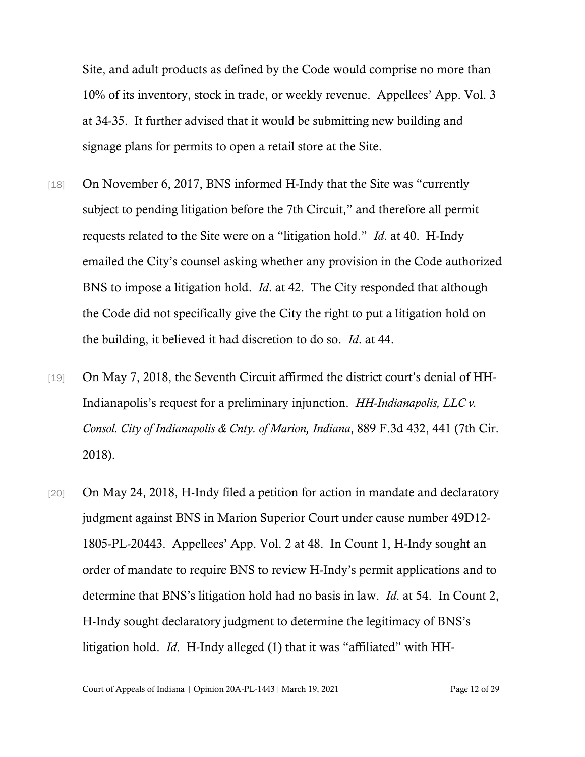Site, and adult products as defined by the Code would comprise no more than 10% of its inventory, stock in trade, or weekly revenue. Appellees' App. Vol. 3 at 34-35. It further advised that it would be submitting new building and signage plans for permits to open a retail store at the Site.

[18] On November 6, 2017, BNS informed H-Indy that the Site was "currently subject to pending litigation before the 7th Circuit," and therefore all permit requests related to the Site were on a "litigation hold." *Id*. at 40. H-Indy emailed the City's counsel asking whether any provision in the Code authorized BNS to impose a litigation hold. *Id*. at 42. The City responded that although the Code did not specifically give the City the right to put a litigation hold on the building, it believed it had discretion to do so. *Id*. at 44.

[19] On May 7, 2018, the Seventh Circuit affirmed the district court's denial of HH-Indianapolis's request for a preliminary injunction. *HH-Indianapolis, LLC v. Consol. City of Indianapolis & Cnty. of Marion, Indiana*, 889 F.3d 432, 441 (7th Cir. 2018).

[20] On May 24, 2018, H-Indy filed a petition for action in mandate and declaratory judgment against BNS in Marion Superior Court under cause number 49D12-1805-PL-20443. Appellees' App. Vol. 2 at 48. In Count 1, H-Indy sought an order of mandate to require BNS to review H-Indy's permit applications and to determine that BNS's litigation hold had no basis in law. *Id*. at 54. In Count 2, H-Indy sought declaratory judgment to determine the legitimacy of BNS's litigation hold. *Id*. H-Indy alleged (1) that it was "affiliated" with HH-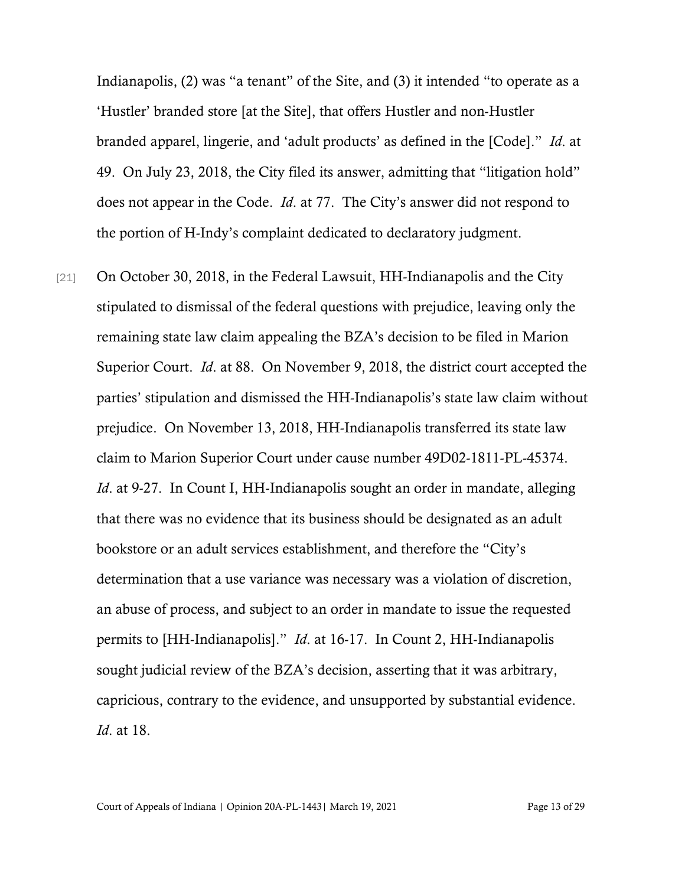Indianapolis, (2) was "a tenant" of the Site, and (3) it intended "to operate as a 'Hustler' branded store [at the Site], that offers Hustler and non-Hustler branded apparel, lingerie, and 'adult products' as defined in the [Code]." *Id*. at 49. On July 23, 2018, the City filed its answer, admitting that "litigation hold" does not appear in the Code. *Id*. at 77. The City's answer did not respond to the portion of H-Indy's complaint dedicated to declaratory judgment.

[21] On October 30, 2018, in the Federal Lawsuit, HH-Indianapolis and the City stipulated to dismissal of the federal questions with prejudice, leaving only the remaining state law claim appealing the BZA's decision to be filed in Marion Superior Court. *Id*. at 88. On November 9, 2018, the district court accepted the parties' stipulation and dismissed the HH-Indianapolis's state law claim without prejudice. On November 13, 2018, HH-Indianapolis transferred its state law claim to Marion Superior Court under cause number 49D02-1811-PL-45374. *Id*. at 9-27. In Count I, HH-Indianapolis sought an order in mandate, alleging that there was no evidence that its business should be designated as an adult bookstore or an adult services establishment, and therefore the "City's determination that a use variance was necessary was a violation of discretion, an abuse of process, and subject to an order in mandate to issue the requested permits to [HH-Indianapolis]." *Id*. at 16-17. In Count 2, HH-Indianapolis sought judicial review of the BZA's decision, asserting that it was arbitrary, capricious, contrary to the evidence, and unsupported by substantial evidence. *Id*. at 18.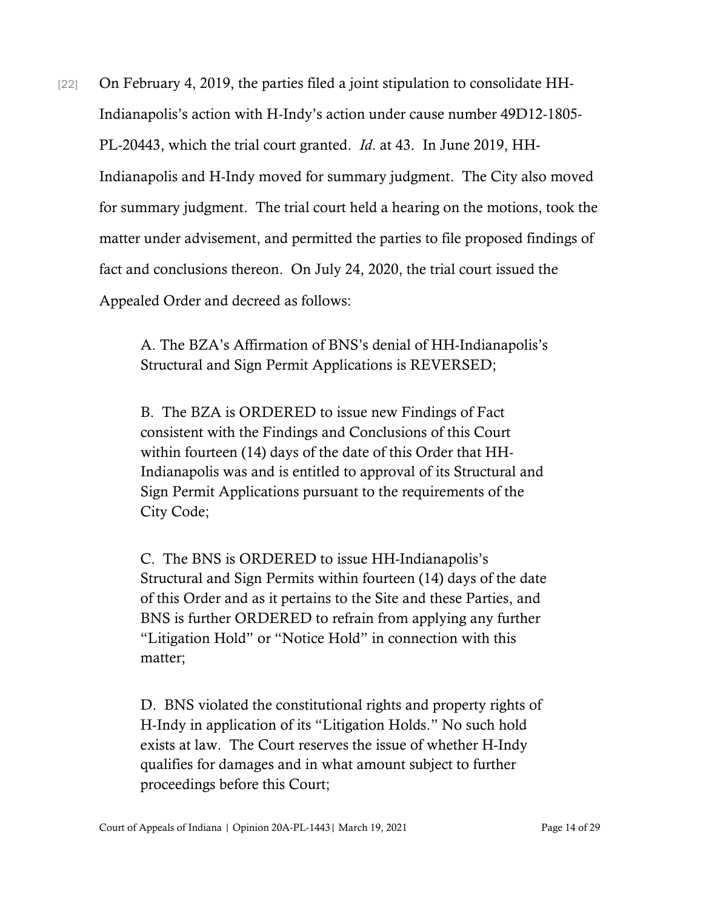[22] On February 4, 2019, the parties filed a joint stipulation to consolidate HH-Indianapolis's action with H-Indy's action under cause number 49D12-1805-PL-20443, which the trial court granted. *Id.* at 43. In June 2019, HH-Indianapolis and H-Indy moved for summary judgment. The City also moved for summary judgment. The trial court held a hearing on the motions, took the matter under advisement, and permitted the parties to file proposed findings of fact and conclusions thereon. On July 24, 2020, the trial court issued the Appealed Order and decreed as follows:

> A. The BZA's Affirmation of BNS's denial of HH-Indianapolis's Structural and Sign Permit Applications is REVERSED;
>
> B. The BZA is ORDERED to issue new Findings of Fact consistent with the Findings and Conclusions of this Court within fourteen (14) days of the date of this Order that HH-Indianapolis was and is entitled to approval of its Structural and Sign Permit Applications pursuant to the requirements of the City Code;
>
> C. The BNS is ORDERED to issue HH-Indianapolis's Structural and Sign Permits within fourteen (14) days of the date of this Order and as it pertains to the Site and these Parties, and BNS is further ORDERED to refrain from applying any further "Litigation Hold" or "Notice Hold" in connection with this matter;
>
> D. BNS violated the constitutional rights and property rights of H-Indy in application of its "Litigation Holds." No such hold exists at law. The Court reserves the issue of whether H-Indy qualifies for damages and in what amount subject to further proceedings before this Court;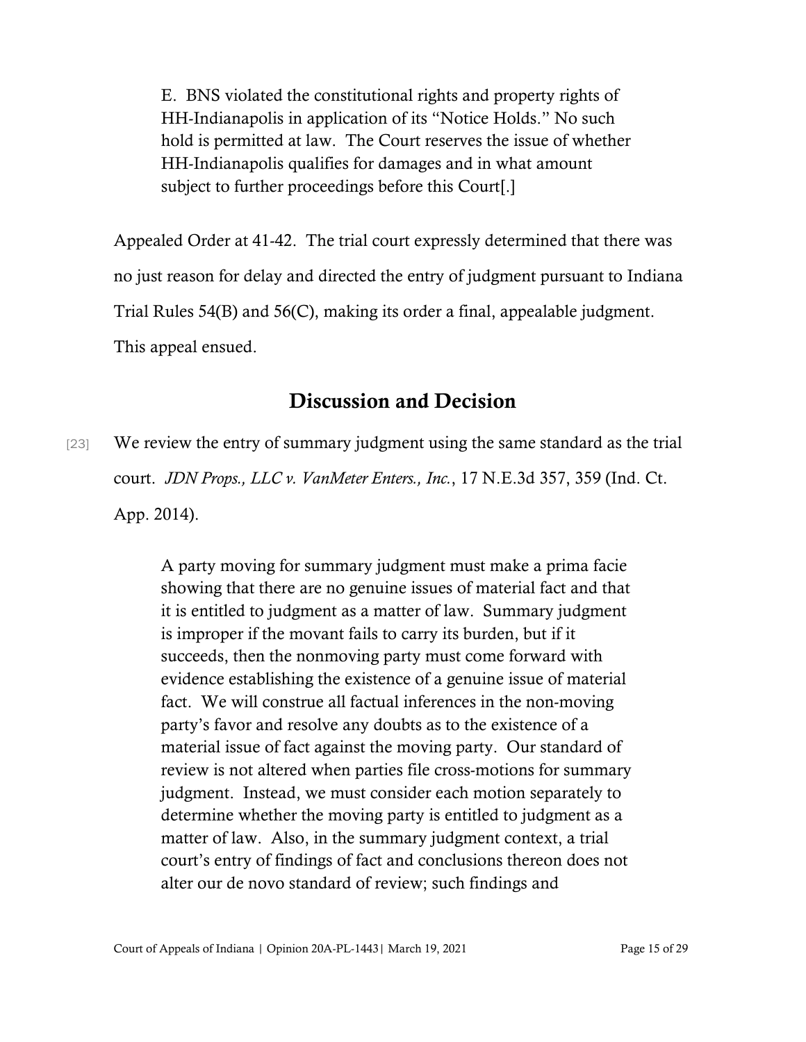> E. BNS violated the constitutional rights and property rights of HH-Indianapolis in application of its "Notice Holds." No such hold is permitted at law. The Court reserves the issue of whether HH-Indianapolis qualifies for damages and in what amount subject to further proceedings before this Court[.]

Appealed Order at 41-42. The trial court expressly determined that there was no just reason for delay and directed the entry of judgment pursuant to Indiana Trial Rules 54(B) and 56(C), making its order a final, appealable judgment. This appeal ensued.

## Discussion and Decision

[23] We review the entry of summary judgment using the same standard as the trial court. *JDN Props., LLC v. VanMeter Enters., Inc.*, 17 N.E.3d 357, 359 (Ind. Ct. App. 2014).

> A party moving for summary judgment must make a prima facie showing that there are no genuine issues of material fact and that it is entitled to judgment as a matter of law. Summary judgment is improper if the movant fails to carry its burden, but if it succeeds, then the nonmoving party must come forward with evidence establishing the existence of a genuine issue of material fact. We will construe all factual inferences in the non-moving party's favor and resolve any doubts as to the existence of a material issue of fact against the moving party. Our standard of review is not altered when parties file cross-motions for summary judgment. Instead, we must consider each motion separately to determine whether the moving party is entitled to judgment as a matter of law. Also, in the summary judgment context, a trial court's entry of findings of fact and conclusions thereon does not alter our de novo standard of review; such findings and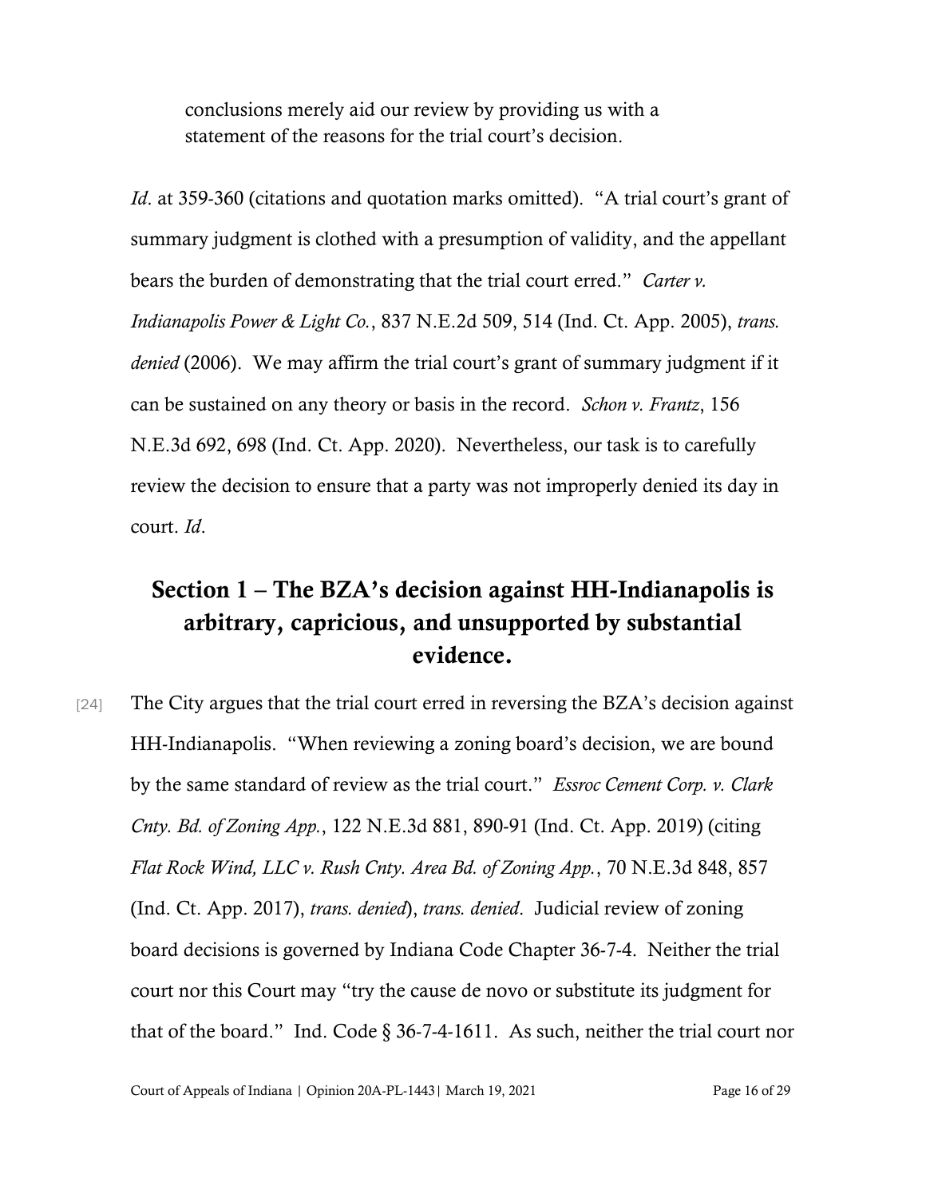> conclusions merely aid our review by providing us with a statement of the reasons for the trial court's decision.

*Id*. at 359-360 (citations and quotation marks omitted). "A trial court's grant of summary judgment is clothed with a presumption of validity, and the appellant bears the burden of demonstrating that the trial court erred." *Carter v. Indianapolis Power & Light Co.*, 837 N.E.2d 509, 514 (Ind. Ct. App. 2005), *trans. denied* (2006). We may affirm the trial court's grant of summary judgment if it can be sustained on any theory or basis in the record. *Schon v. Frantz*, 156 N.E.3d 692, 698 (Ind. Ct. App. 2020). Nevertheless, our task is to carefully review the decision to ensure that a party was not improperly denied its day in court. *Id*.

## Section 1 – The BZA's decision against HH-Indianapolis is arbitrary, capricious, and unsupported by substantial evidence.

[24] The City argues that the trial court erred in reversing the BZA's decision against HH-Indianapolis. "When reviewing a zoning board's decision, we are bound by the same standard of review as the trial court." *Essroc Cement Corp. v. Clark Cnty. Bd. of Zoning App.*, 122 N.E.3d 881, 890-91 (Ind. Ct. App. 2019) (citing *Flat Rock Wind, LLC v. Rush Cnty. Area Bd. of Zoning App.*, 70 N.E.3d 848, 857 (Ind. Ct. App. 2017), *trans. denied*), *trans. denied*. Judicial review of zoning board decisions is governed by Indiana Code Chapter 36-7-4. Neither the trial court nor this Court may "try the cause de novo or substitute its judgment for that of the board." Ind. Code § 36-7-4-1611. As such, neither the trial court nor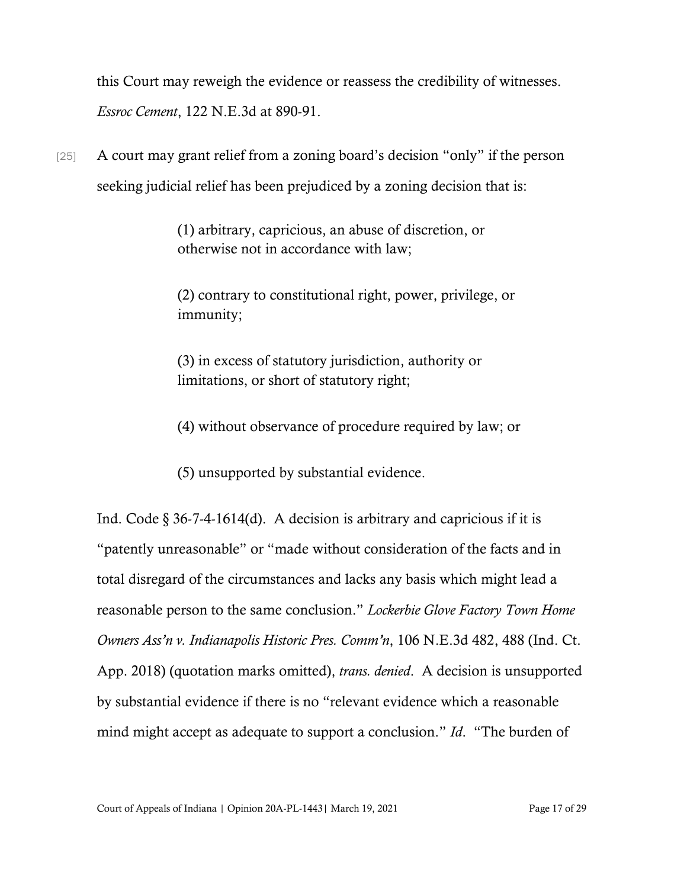this Court may reweigh the evidence or reassess the credibility of witnesses. *Essroc Cement*, 122 N.E.3d at 890-91.

[25] A court may grant relief from a zoning board's decision "only" if the person seeking judicial relief has been prejudiced by a zoning decision that is:

> (1) arbitrary, capricious, an abuse of discretion, or otherwise not in accordance with law;
>
> (2) contrary to constitutional right, power, privilege, or immunity;
>
> (3) in excess of statutory jurisdiction, authority or limitations, or short of statutory right;
>
> (4) without observance of procedure required by law; or
>
> (5) unsupported by substantial evidence.

Ind. Code § 36-7-4-1614(d). A decision is arbitrary and capricious if it is "patently unreasonable" or "made without consideration of the facts and in total disregard of the circumstances and lacks any basis which might lead a reasonable person to the same conclusion." *Lockerbie Glove Factory Town Home Owners Ass'n v. Indianapolis Historic Pres. Comm'n*, 106 N.E.3d 482, 488 (Ind. Ct. App. 2018) (quotation marks omitted), *trans. denied*. A decision is unsupported by substantial evidence if there is no "relevant evidence which a reasonable mind might accept as adequate to support a conclusion." *Id*. "The burden of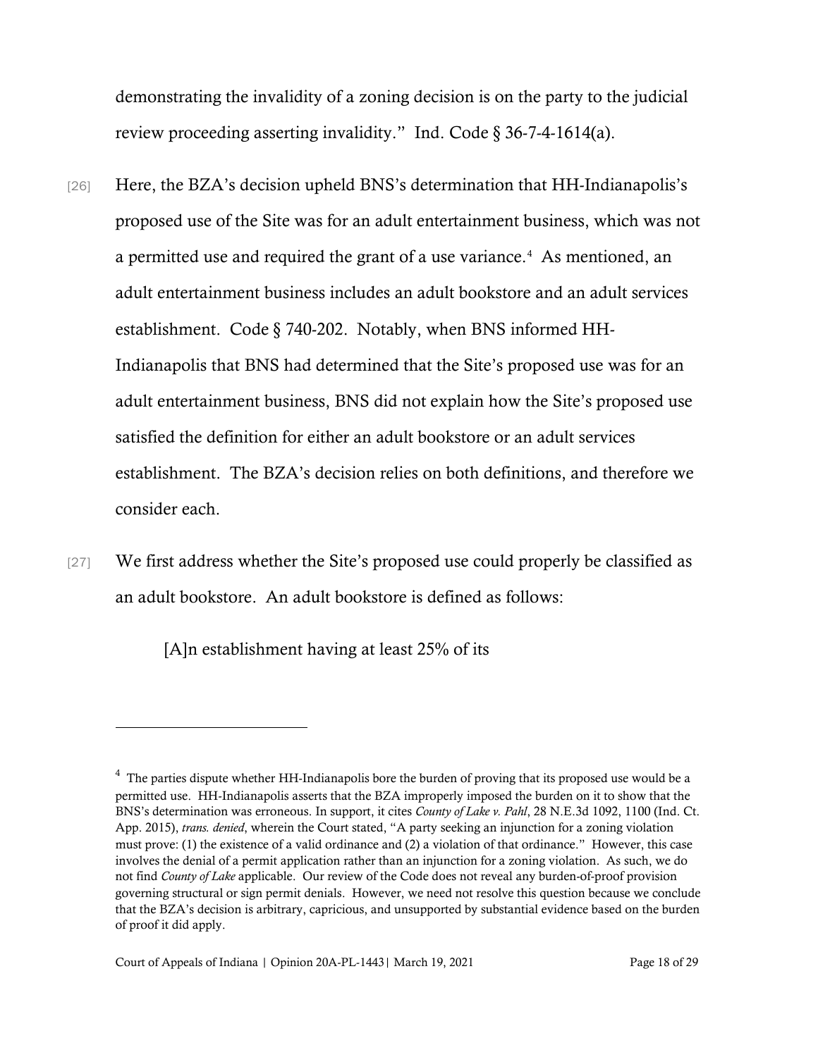demonstrating the invalidity of a zoning decision is on the party to the judicial review proceeding asserting invalidity." Ind. Code § 36-7-4-1614(a).

[26] Here, the BZA's decision upheld BNS's determination that HH-Indianapolis's proposed use of the Site was for an adult entertainment business, which was not a permitted use and required the grant of a use variance.[4] As mentioned, an adult entertainment business includes an adult bookstore and an adult services establishment. Code § 740-202. Notably, when BNS informed HH-Indianapolis that BNS had determined that the Site's proposed use was for an adult entertainment business, BNS did not explain how the Site's proposed use satisfied the definition for either an adult bookstore or an adult services establishment. The BZA's decision relies on both definitions, and therefore we consider each.

[27] We first address whether the Site's proposed use could properly be classified as an adult bookstore. An adult bookstore is defined as follows:

> [A]n establishment having at least 25% of its

---

[4] The parties dispute whether HH-Indianapolis bore the burden of proving that its proposed use would be a permitted use. HH-Indianapolis asserts that the BZA improperly imposed the burden on it to show that the BNS's determination was erroneous. In support, it cites *County of Lake v. Pahl*, 28 N.E.3d 1092, 1100 (Ind. Ct. App. 2015), *trans. denied*, wherein the Court stated, "A party seeking an injunction for a zoning violation must prove: (1) the existence of a valid ordinance and (2) a violation of that ordinance." However, this case involves the denial of a permit application rather than an injunction for a zoning violation. As such, we do not find *County of Lake* applicable. Our review of the Code does not reveal any burden-of-proof provision governing structural or sign permit denials. However, we need not resolve this question because we conclude that the BZA's decision is arbitrary, capricious, and unsupported by substantial evidence based on the burden of proof it did apply.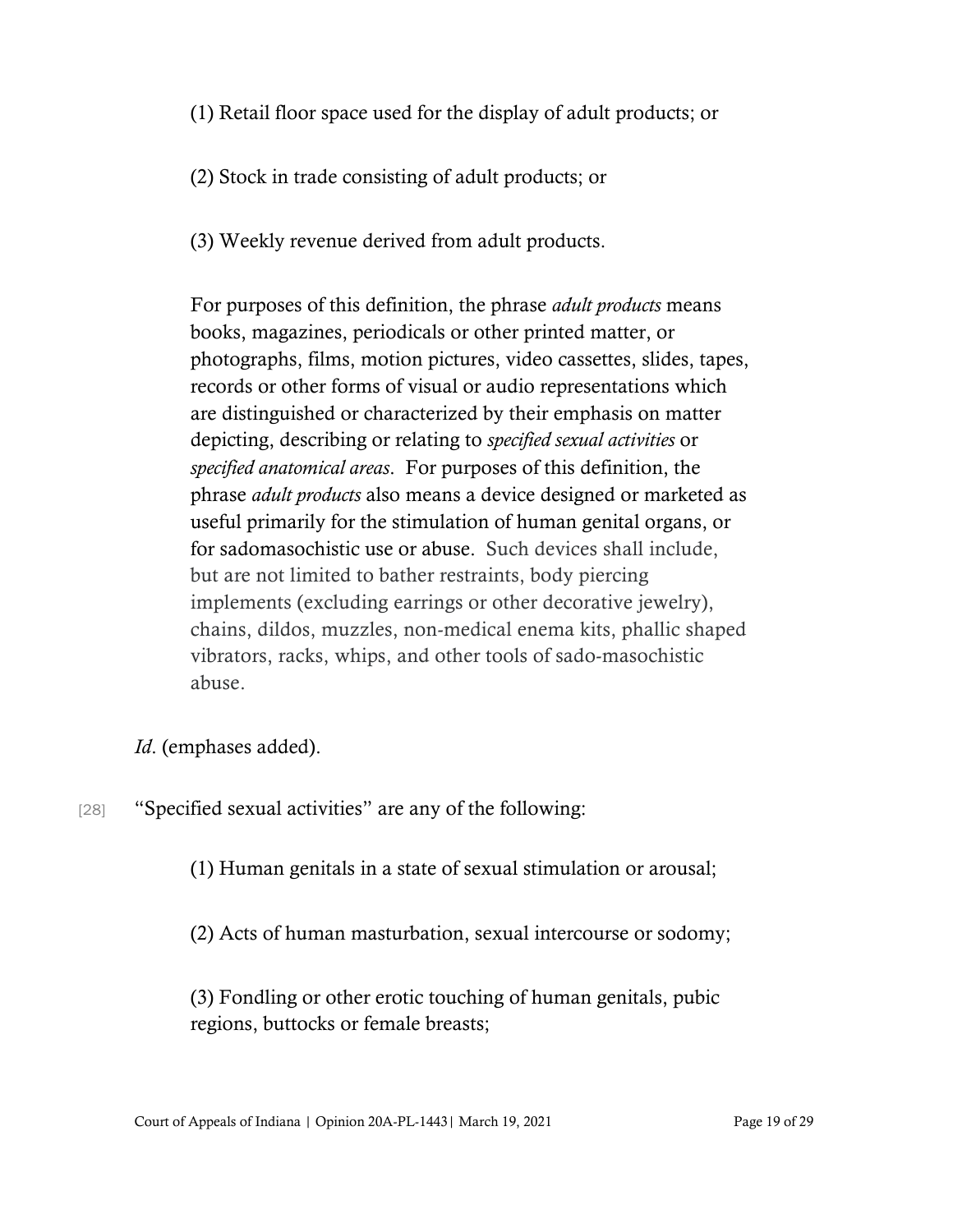(1) Retail floor space used for the display of adult products; or

(2) Stock in trade consisting of adult products; or

(3) Weekly revenue derived from adult products.

For purposes of this definition, the phrase *adult products* means books, magazines, periodicals or other printed matter, or photographs, films, motion pictures, video cassettes, slides, tapes, records or other forms of visual or audio representations which are distinguished or characterized by their emphasis on matter depicting, describing or relating to *specified sexual activities* or *specified anatomical areas*. For purposes of this definition, the phrase *adult products* also means a device designed or marketed as useful primarily for the stimulation of human genital organs, or for sadomasochistic use or abuse. Such devices shall include, but are not limited to bather restraints, body piercing implements (excluding earrings or other decorative jewelry), chains, dildos, muzzles, non-medical enema kits, phallic shaped vibrators, racks, whips, and other tools of sado-masochistic abuse.

*Id*. (emphases added).

[28] "Specified sexual activities" are any of the following:

(1) Human genitals in a state of sexual stimulation or arousal;

(2) Acts of human masturbation, sexual intercourse or sodomy;

(3) Fondling or other erotic touching of human genitals, pubic regions, buttocks or female breasts;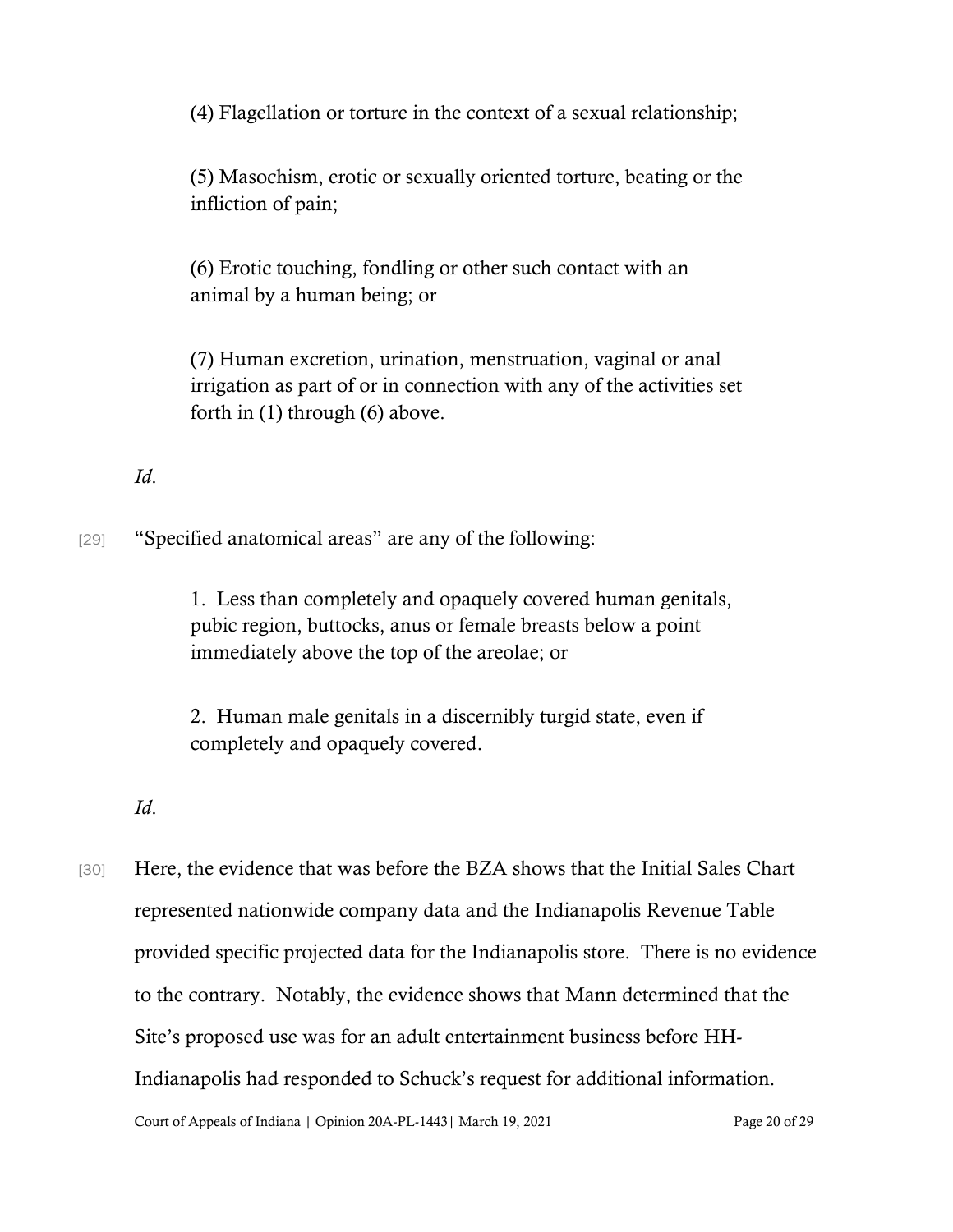> (4) Flagellation or torture in the context of a sexual relationship;
>
> (5) Masochism, erotic or sexually oriented torture, beating or the infliction of pain;
>
> (6) Erotic touching, fondling or other such contact with an animal by a human being; or
>
> (7) Human excretion, urination, menstruation, vaginal or anal irrigation as part of or in connection with any of the activities set forth in (1) through (6) above.

*Id.*

[29] "Specified anatomical areas" are any of the following:

> 1. Less than completely and opaquely covered human genitals, pubic region, buttocks, anus or female breasts below a point immediately above the top of the areolae; or
>
> 2. Human male genitals in a discernibly turgid state, even if completely and opaquely covered.

*Id.*

[30] Here, the evidence that was before the BZA shows that the Initial Sales Chart represented nationwide company data and the Indianapolis Revenue Table provided specific projected data for the Indianapolis store. There is no evidence to the contrary. Notably, the evidence shows that Mann determined that the Site's proposed use was for an adult entertainment business before HH-Indianapolis had responded to Schuck's request for additional information.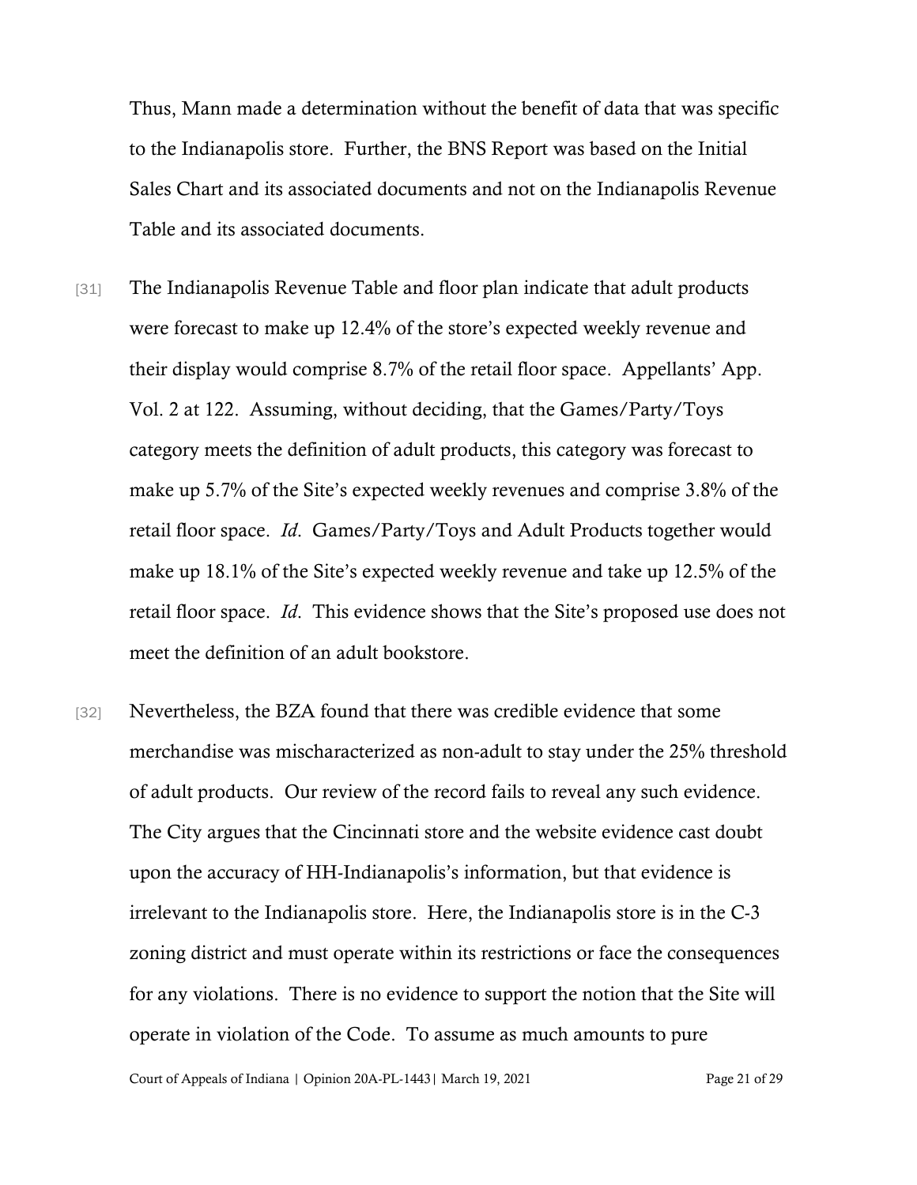Thus, Mann made a determination without the benefit of data that was specific to the Indianapolis store. Further, the BNS Report was based on the Initial Sales Chart and its associated documents and not on the Indianapolis Revenue Table and its associated documents.

[31] The Indianapolis Revenue Table and floor plan indicate that adult products were forecast to make up 12.4% of the store's expected weekly revenue and their display would comprise 8.7% of the retail floor space. Appellants' App. Vol. 2 at 122. Assuming, without deciding, that the Games/Party/Toys category meets the definition of adult products, this category was forecast to make up 5.7% of the Site's expected weekly revenues and comprise 3.8% of the retail floor space. *Id.* Games/Party/Toys and Adult Products together would make up 18.1% of the Site's expected weekly revenue and take up 12.5% of the retail floor space. *Id.* This evidence shows that the Site's proposed use does not meet the definition of an adult bookstore.

[32] Nevertheless, the BZA found that there was credible evidence that some merchandise was mischaracterized as non-adult to stay under the 25% threshold of adult products. Our review of the record fails to reveal any such evidence. The City argues that the Cincinnati store and the website evidence cast doubt upon the accuracy of HH-Indianapolis's information, but that evidence is irrelevant to the Indianapolis store. Here, the Indianapolis store is in the C-3 zoning district and must operate within its restrictions or face the consequences for any violations. There is no evidence to support the notion that the Site will operate in violation of the Code. To assume as much amounts to pure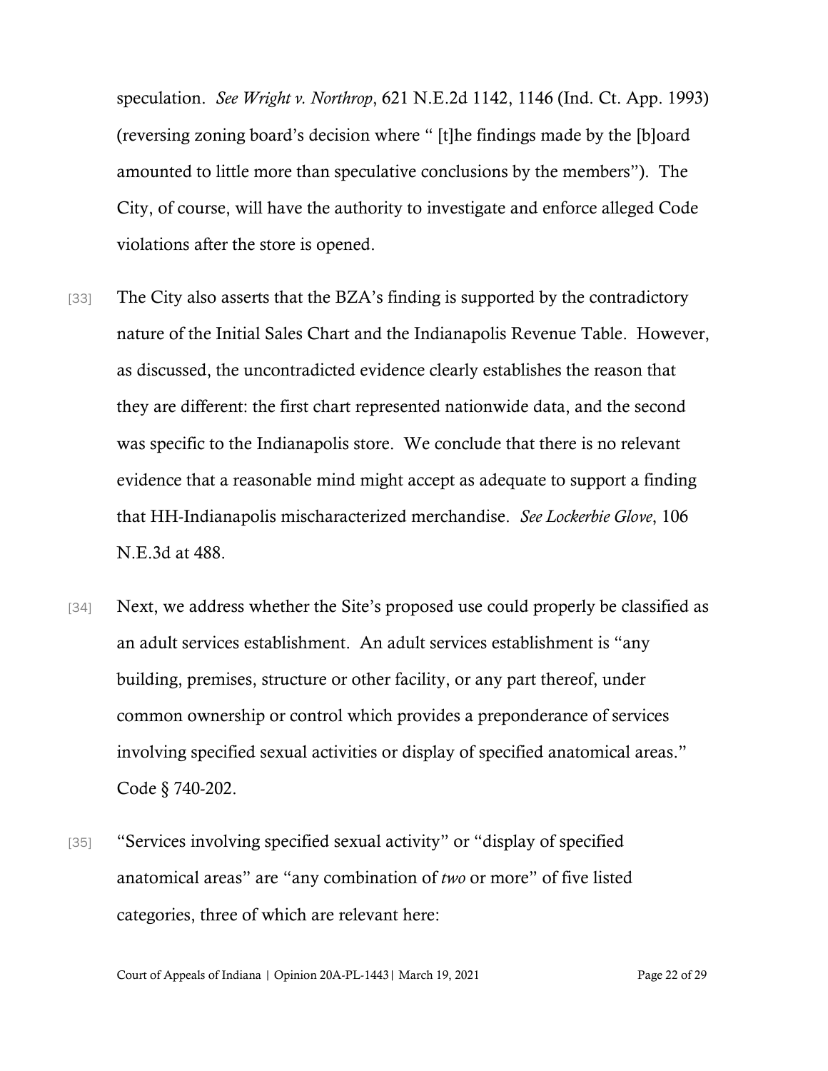speculation. *See Wright v. Northrop*, 621 N.E.2d 1142, 1146 (Ind. Ct. App. 1993) (reversing zoning board's decision where " [t]he findings made by the [b]oard amounted to little more than speculative conclusions by the members"). The City, of course, will have the authority to investigate and enforce alleged Code violations after the store is opened.

[33] The City also asserts that the BZA's finding is supported by the contradictory nature of the Initial Sales Chart and the Indianapolis Revenue Table. However, as discussed, the uncontradicted evidence clearly establishes the reason that they are different: the first chart represented nationwide data, and the second was specific to the Indianapolis store. We conclude that there is no relevant evidence that a reasonable mind might accept as adequate to support a finding that HH-Indianapolis mischaracterized merchandise. *See Lockerbie Glove*, 106 N.E.3d at 488.

[34] Next, we address whether the Site's proposed use could properly be classified as an adult services establishment. An adult services establishment is "any building, premises, structure or other facility, or any part thereof, under common ownership or control which provides a preponderance of services involving specified sexual activities or display of specified anatomical areas." Code § 740-202.

[35] "Services involving specified sexual activity" or "display of specified anatomical areas" are "any combination of *two* or more" of five listed categories, three of which are relevant here: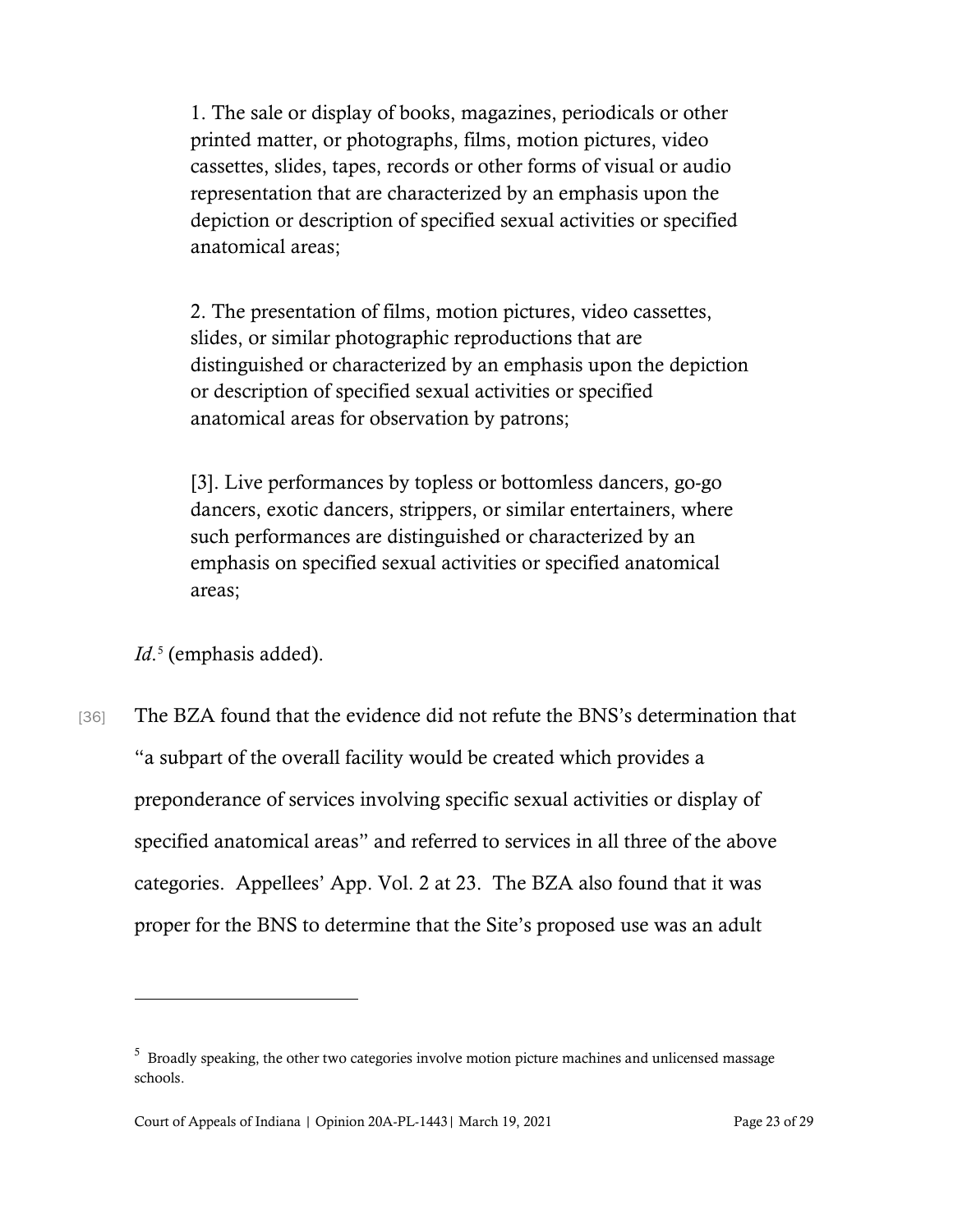> 1. The sale or display of books, magazines, periodicals or other printed matter, or photographs, films, motion pictures, video cassettes, slides, tapes, records or other forms of visual or audio representation that are characterized by an emphasis upon the depiction or description of specified sexual activities or specified anatomical areas;
>
> 2. The presentation of films, motion pictures, video cassettes, slides, or similar photographic reproductions that are distinguished or characterized by an emphasis upon the depiction or description of specified sexual activities or specified anatomical areas for observation by patrons;
>
> [3]. Live performances by topless or bottomless dancers, go-go dancers, exotic dancers, strippers, or similar entertainers, where such performances are distinguished or characterized by an emphasis on specified sexual activities or specified anatomical areas;

*Id.*[5] (emphasis added).

[36] The BZA found that the evidence did not refute the BNS's determination that "a subpart of the overall facility would be created which provides a preponderance of services involving specific sexual activities or display of specified anatomical areas" and referred to services in all three of the above categories. Appellees' App. Vol. 2 at 23. The BZA also found that it was proper for the BNS to determine that the Site's proposed use was an adult

---

[5] Broadly speaking, the other two categories involve motion picture machines and unlicensed massage schools.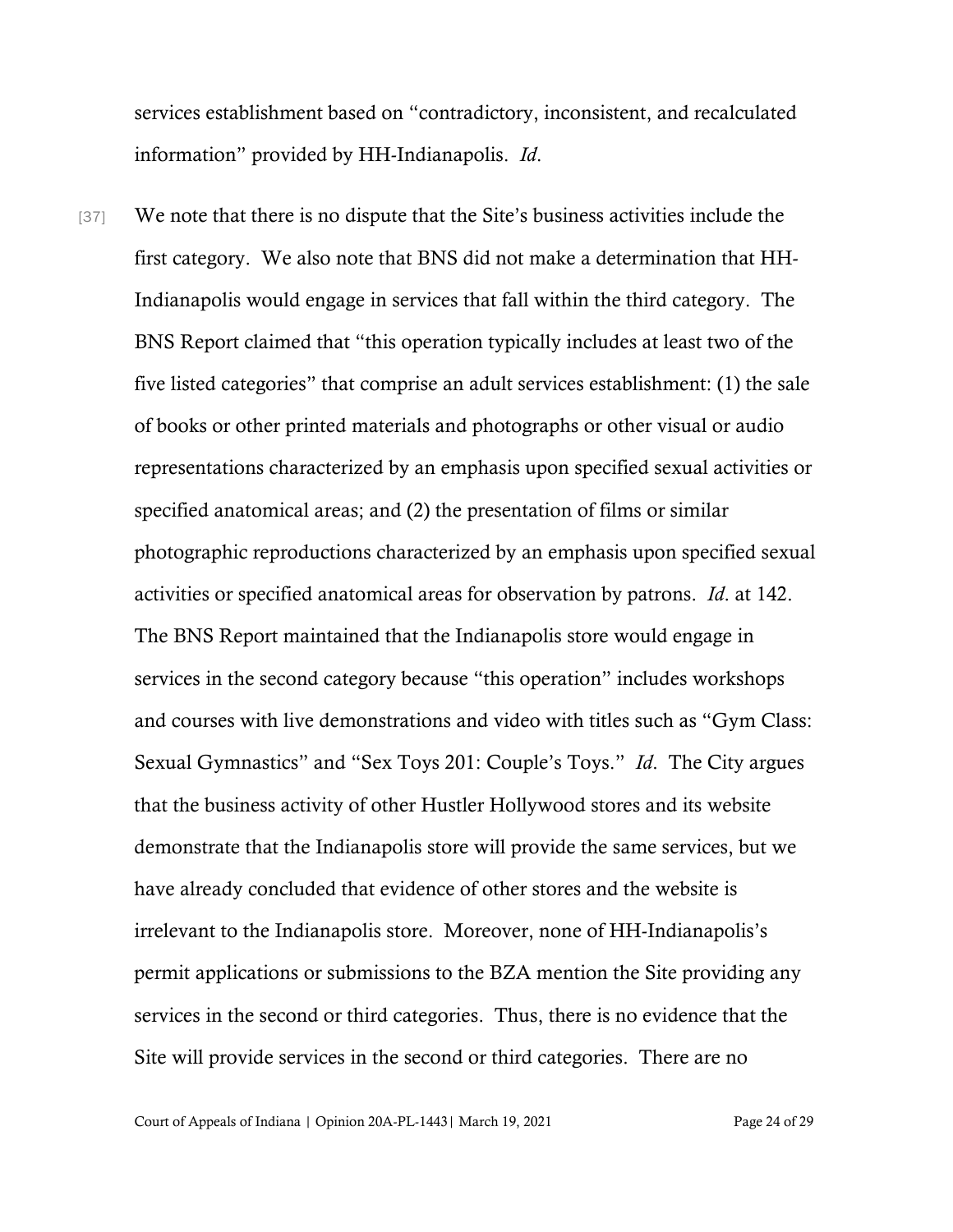services establishment based on "contradictory, inconsistent, and recalculated information" provided by HH-Indianapolis. *Id*.

[37] We note that there is no dispute that the Site's business activities include the first category. We also note that BNS did not make a determination that HH-Indianapolis would engage in services that fall within the third category. The BNS Report claimed that "this operation typically includes at least two of the five listed categories" that comprise an adult services establishment: (1) the sale of books or other printed materials and photographs or other visual or audio representations characterized by an emphasis upon specified sexual activities or specified anatomical areas; and (2) the presentation of films or similar photographic reproductions characterized by an emphasis upon specified sexual activities or specified anatomical areas for observation by patrons. *Id*. at 142. The BNS Report maintained that the Indianapolis store would engage in services in the second category because "this operation" includes workshops and courses with live demonstrations and video with titles such as "Gym Class: Sexual Gymnastics" and "Sex Toys 201: Couple's Toys." *Id*. The City argues that the business activity of other Hustler Hollywood stores and its website demonstrate that the Indianapolis store will provide the same services, but we have already concluded that evidence of other stores and the website is irrelevant to the Indianapolis store. Moreover, none of HH-Indianapolis's permit applications or submissions to the BZA mention the Site providing any services in the second or third categories. Thus, there is no evidence that the Site will provide services in the second or third categories. There are no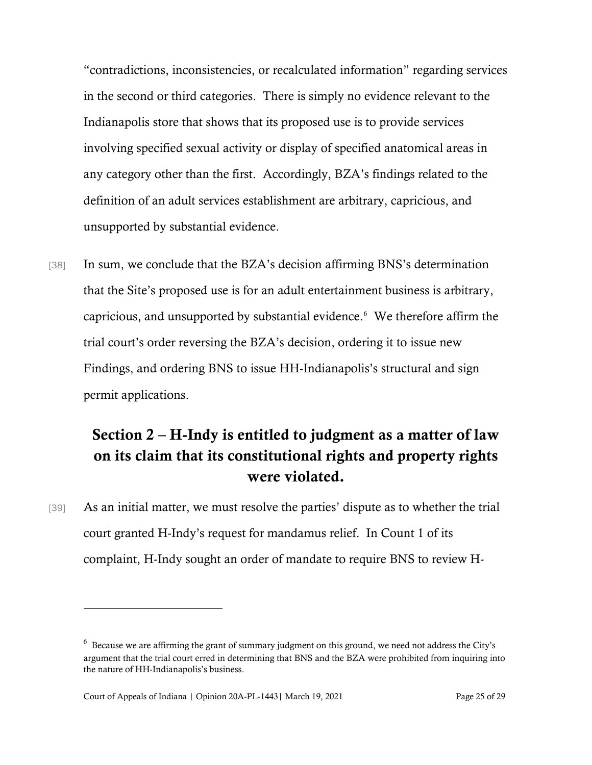"contradictions, inconsistencies, or recalculated information" regarding services in the second or third categories. There is simply no evidence relevant to the Indianapolis store that shows that its proposed use is to provide services involving specified sexual activity or display of specified anatomical areas in any category other than the first. Accordingly, BZA's findings related to the definition of an adult services establishment are arbitrary, capricious, and unsupported by substantial evidence.

[38] In sum, we conclude that the BZA's decision affirming BNS's determination that the Site's proposed use is for an adult entertainment business is arbitrary, capricious, and unsupported by substantial evidence.[6] We therefore affirm the trial court's order reversing the BZA's decision, ordering it to issue new Findings, and ordering BNS to issue HH-Indianapolis's structural and sign permit applications.

## Section 2 – H-Indy is entitled to judgment as a matter of law on its claim that its constitutional rights and property rights were violated.

[39] As an initial matter, we must resolve the parties' dispute as to whether the trial court granted H-Indy's request for mandamus relief. In Count 1 of its complaint, H-Indy sought an order of mandate to require BNS to review H-

[6] Because we are affirming the grant of summary judgment on this ground, we need not address the City's argument that the trial court erred in determining that BNS and the BZA were prohibited from inquiring into the nature of HH-Indianapolis's business.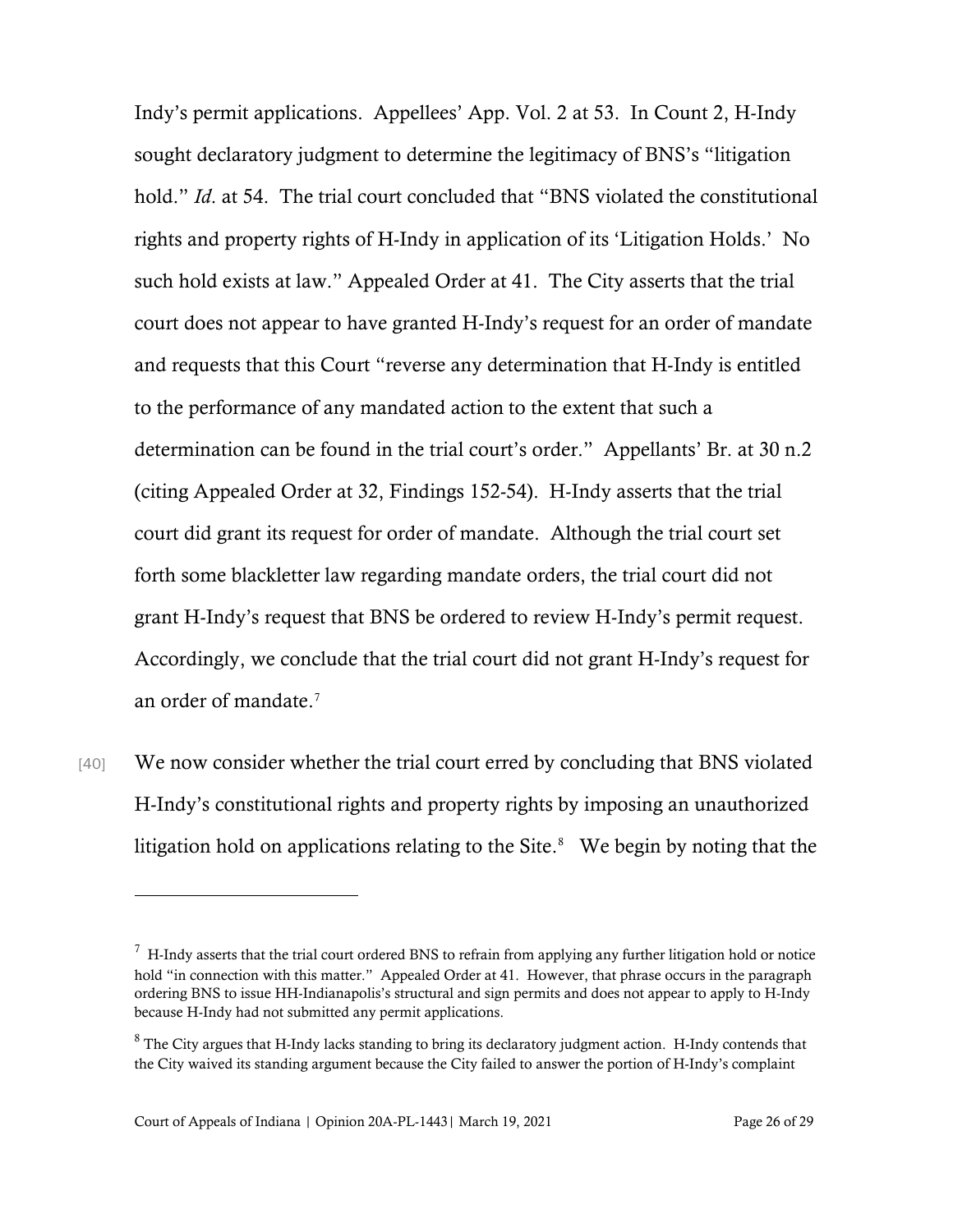Indy's permit applications. Appellees' App. Vol. 2 at 53. In Count 2, H-Indy sought declaratory judgment to determine the legitimacy of BNS's "litigation hold." *Id.* at 54. The trial court concluded that "BNS violated the constitutional rights and property rights of H-Indy in application of its 'Litigation Holds.' No such hold exists at law." Appealed Order at 41. The City asserts that the trial court does not appear to have granted H-Indy's request for an order of mandate and requests that this Court "reverse any determination that H-Indy is entitled to the performance of any mandated action to the extent that such a determination can be found in the trial court's order." Appellants' Br. at 30 n.2 (citing Appealed Order at 32, Findings 152-54). H-Indy asserts that the trial court did grant its request for order of mandate. Although the trial court set forth some blackletter law regarding mandate orders, the trial court did not grant H-Indy's request that BNS be ordered to review H-Indy's permit request. Accordingly, we conclude that the trial court did not grant H-Indy's request for an order of mandate.[7]

[40] We now consider whether the trial court erred by concluding that BNS violated H-Indy's constitutional rights and property rights by imposing an unauthorized litigation hold on applications relating to the Site.[8] We begin by noting that the

---

[7] H-Indy asserts that the trial court ordered BNS to refrain from applying any further litigation hold or notice hold "in connection with this matter." Appealed Order at 41. However, that phrase occurs in the paragraph ordering BNS to issue HH-Indianapolis's structural and sign permits and does not appear to apply to H-Indy because H-Indy had not submitted any permit applications.

[8] The City argues that H-Indy lacks standing to bring its declaratory judgment action. H-Indy contends that the City waived its standing argument because the City failed to answer the portion of H-Indy's complaint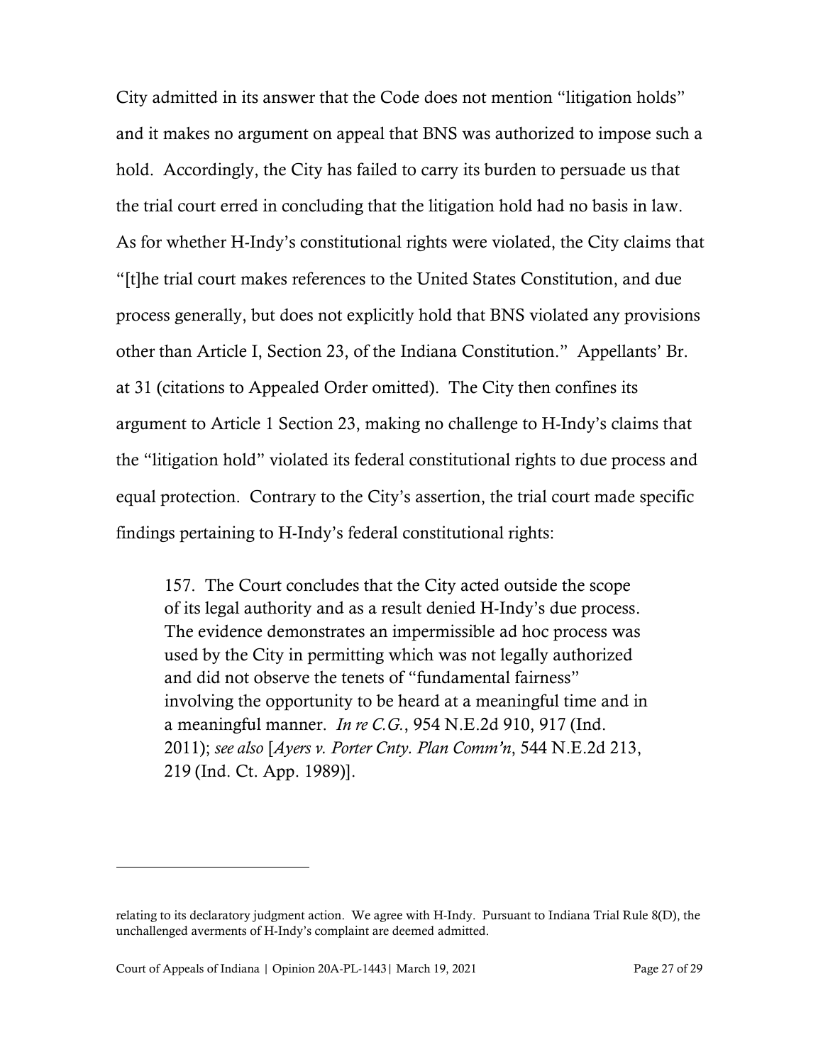City admitted in its answer that the Code does not mention "litigation holds" and it makes no argument on appeal that BNS was authorized to impose such a hold. Accordingly, the City has failed to carry its burden to persuade us that the trial court erred in concluding that the litigation hold had no basis in law. As for whether H-Indy's constitutional rights were violated, the City claims that "[t]he trial court makes references to the United States Constitution, and due process generally, but does not explicitly hold that BNS violated any provisions other than Article I, Section 23, of the Indiana Constitution." Appellants' Br. at 31 (citations to Appealed Order omitted). The City then confines its argument to Article 1 Section 23, making no challenge to H-Indy's claims that the "litigation hold" violated its federal constitutional rights to due process and equal protection. Contrary to the City's assertion, the trial court made specific findings pertaining to H-Indy's federal constitutional rights:

> 157. The Court concludes that the City acted outside the scope of its legal authority and as a result denied H-Indy's due process. The evidence demonstrates an impermissible ad hoc process was used by the City in permitting which was not legally authorized and did not observe the tenets of "fundamental fairness" involving the opportunity to be heard at a meaningful time and in a meaningful manner. *In re C.G.*, 954 N.E.2d 910, 917 (Ind. 2011); *see also* [*Ayers v. Porter Cnty. Plan Comm'n*, 544 N.E.2d 213, 219 (Ind. Ct. App. 1989)].

---

relating to its declaratory judgment action. We agree with H-Indy. Pursuant to Indiana Trial Rule 8(D), the unchallenged averments of H-Indy's complaint are deemed admitted.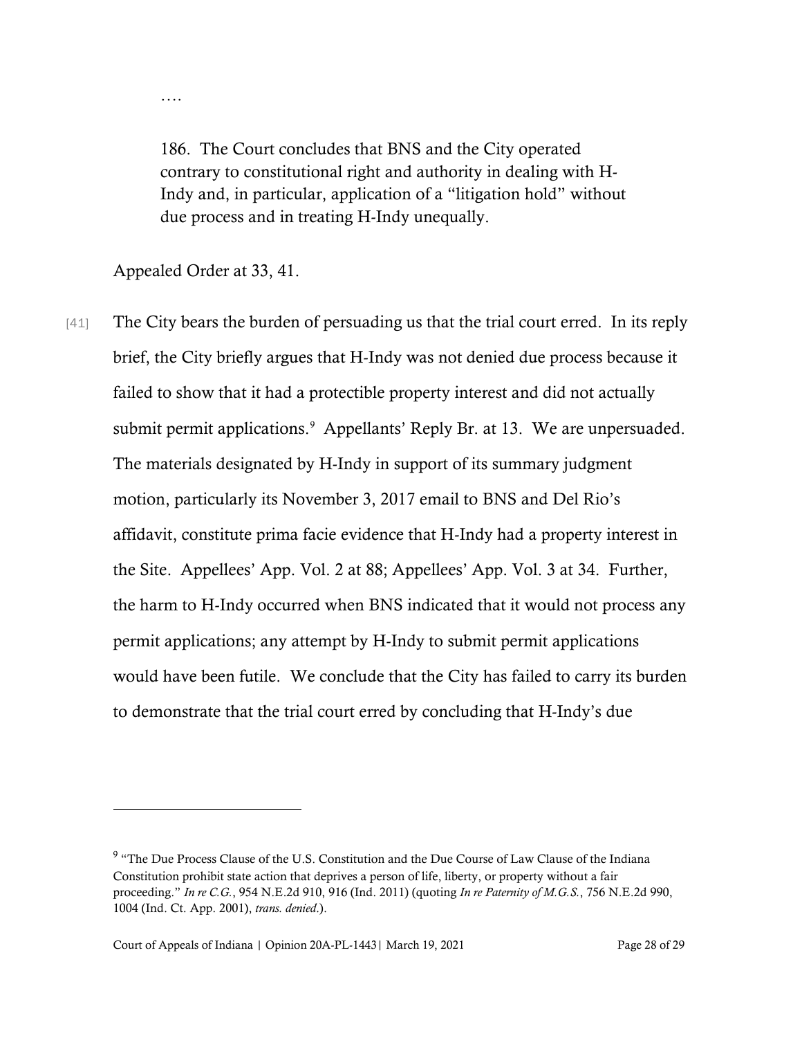….

> 186. The Court concludes that BNS and the City operated contrary to constitutional right and authority in dealing with H-Indy and, in particular, application of a "litigation hold" without due process and in treating H-Indy unequally.

Appealed Order at 33, 41.

[41] The City bears the burden of persuading us that the trial court erred. In its reply brief, the City briefly argues that H-Indy was not denied due process because it failed to show that it had a protectible property interest and did not actually submit permit applications.[9] Appellants' Reply Br. at 13. We are unpersuaded. The materials designated by H-Indy in support of its summary judgment motion, particularly its November 3, 2017 email to BNS and Del Rio's affidavit, constitute prima facie evidence that H-Indy had a property interest in the Site. Appellees' App. Vol. 2 at 88; Appellees' App. Vol. 3 at 34. Further, the harm to H-Indy occurred when BNS indicated that it would not process any permit applications; any attempt by H-Indy to submit permit applications would have been futile. We conclude that the City has failed to carry its burden to demonstrate that the trial court erred by concluding that H-Indy's due

---

[9] "The Due Process Clause of the U.S. Constitution and the Due Course of Law Clause of the Indiana Constitution prohibit state action that deprives a person of life, liberty, or property without a fair proceeding." *In re C.G.*, 954 N.E.2d 910, 916 (Ind. 2011) (quoting *In re Paternity of M.G.S.*, 756 N.E.2d 990, 1004 (Ind. Ct. App. 2001), *trans. denied*.).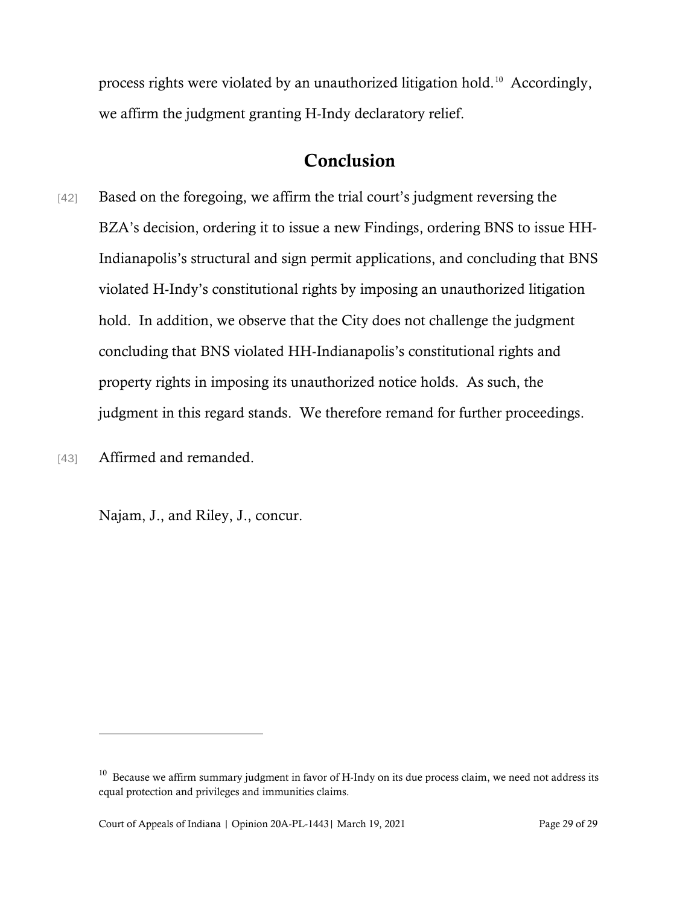process rights were violated by an unauthorized litigation hold.[10] Accordingly, we affirm the judgment granting H-Indy declaratory relief.

## Conclusion

[42] Based on the foregoing, we affirm the trial court's judgment reversing the BZA's decision, ordering it to issue a new Findings, ordering BNS to issue HH-Indianapolis's structural and sign permit applications, and concluding that BNS violated H-Indy's constitutional rights by imposing an unauthorized litigation hold. In addition, we observe that the City does not challenge the judgment concluding that BNS violated HH-Indianapolis's constitutional rights and property rights in imposing its unauthorized notice holds. As such, the judgment in this regard stands. We therefore remand for further proceedings.

[43] Affirmed and remanded.

Najam, J., and Riley, J., concur.

---

[10] Because we affirm summary judgment in favor of H-Indy on its due process claim, we need not address its equal protection and privileges and immunities claims.